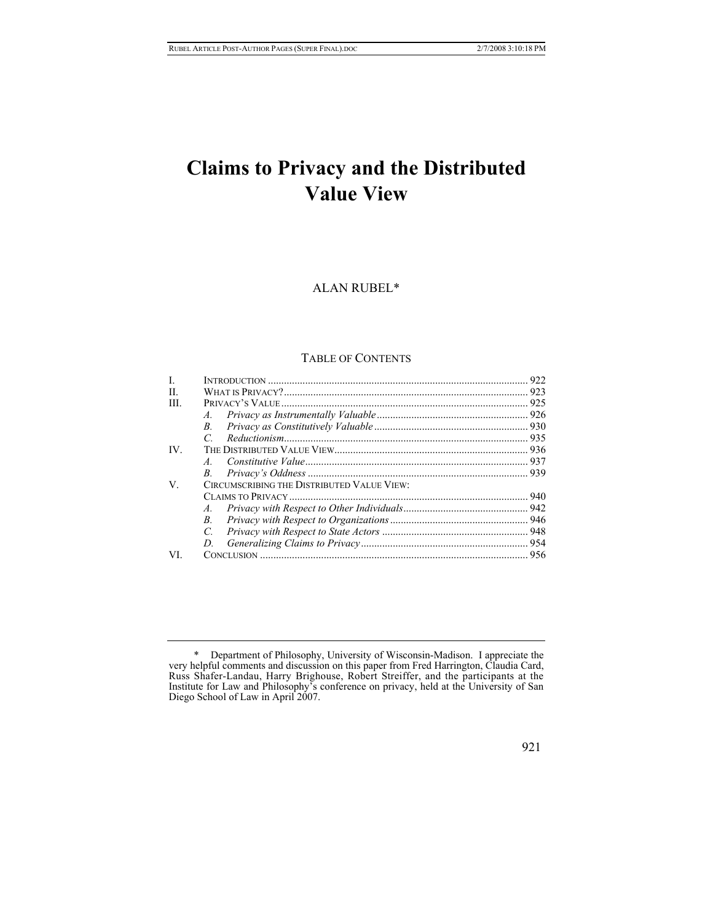# Claims to Privacy and the Distributed Value View

ALAN RUBEL*

TABLE OF CONTENTS

| | | |
|---|---|---|
| I. | INTRODUCTION | 922 |
| II. | WHAT IS PRIVACY? | 923 |
| III. | PRIVACY'S VALUE | 925 |
| | *A. Privacy as Instrumentally Valuable* | 926 |
| | *B. Privacy as Constitutively Valuable* | 930 |
| | *C. Reductionism* | 935 |
| IV. | THE DISTRIBUTED VALUE VIEW | 936 |
| | *A. Constitutive Value* | 937 |
| | *B. Privacy's Oddness* | 939 |
| V. | CIRCUMSCRIBING THE DISTRIBUTED VALUE VIEW: CLAIMS TO PRIVACY | 940 |
| | *A. Privacy with Respect to Other Individuals* | 942 |
| | *B. Privacy with Respect to Organizations* | 946 |
| | *C. Privacy with Respect to State Actors* | 948 |
| | *D. Generalizing Claims to Privacy* | 954 |
| VI. | CONCLUSION | 956 |

---

\* Department of Philosophy, University of Wisconsin-Madison. I appreciate the very helpful comments and discussion on this paper from Fred Harrington, Claudia Card, Russ Shafer-Landau, Harry Brighouse, Robert Streiffer, and the participants at the Institute for Law and Philosophy's conference on privacy, held at the University of San Diego School of Law in April 2007.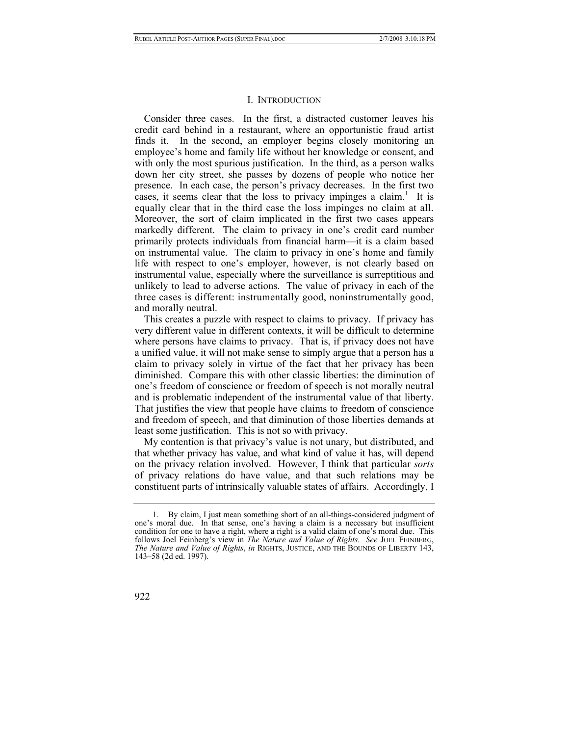## I. INTRODUCTION

Consider three cases. In the first, a distracted customer leaves his credit card behind in a restaurant, where an opportunistic fraud artist finds it. In the second, an employer begins closely monitoring an employee's home and family life without her knowledge or consent, and with only the most spurious justification. In the third, as a person walks down her city street, she passes by dozens of people who notice her presence. In each case, the person's privacy decreases. In the first two cases, it seems clear that the loss to privacy impinges a claim.[1] It is equally clear that in the third case the loss impinges no claim at all. Moreover, the sort of claim implicated in the first two cases appears markedly different. The claim to privacy in one's credit card number primarily protects individuals from financial harm—it is a claim based on instrumental value. The claim to privacy in one's home and family life with respect to one's employer, however, is not clearly based on instrumental value, especially where the surveillance is surreptitious and unlikely to lead to adverse actions. The value of privacy in each of the three cases is different: instrumentally good, noninstrumentally good, and morally neutral.

This creates a puzzle with respect to claims to privacy. If privacy has very different value in different contexts, it will be difficult to determine where persons have claims to privacy. That is, if privacy does not have a unified value, it will not make sense to simply argue that a person has a claim to privacy solely in virtue of the fact that her privacy has been diminished. Compare this with other classic liberties: the diminution of one's freedom of conscience or freedom of speech is not morally neutral and is problematic independent of the instrumental value of that liberty. That justifies the view that people have claims to freedom of conscience and freedom of speech, and that diminution of those liberties demands at least some justification. This is not so with privacy.

My contention is that privacy's value is not unary, but distributed, and that whether privacy has value, and what kind of value it has, will depend on the privacy relation involved. However, I think that particular *sorts* of privacy relations do have value, and that such relations may be constituent parts of intrinsically valuable states of affairs. Accordingly, I

---

1. By claim, I just mean something short of an all-things-considered judgment of one's moral due. In that sense, one's having a claim is a necessary but insufficient condition for one to have a right, where a right is a valid claim of one's moral due. This follows Joel Feinberg's view in *The Nature and Value of Rights*. *See* JOEL FEINBERG, *The Nature and Value of Rights*, *in* RIGHTS, JUSTICE, AND THE BOUNDS OF LIBERTY 143, 143–58 (2d ed. 1997).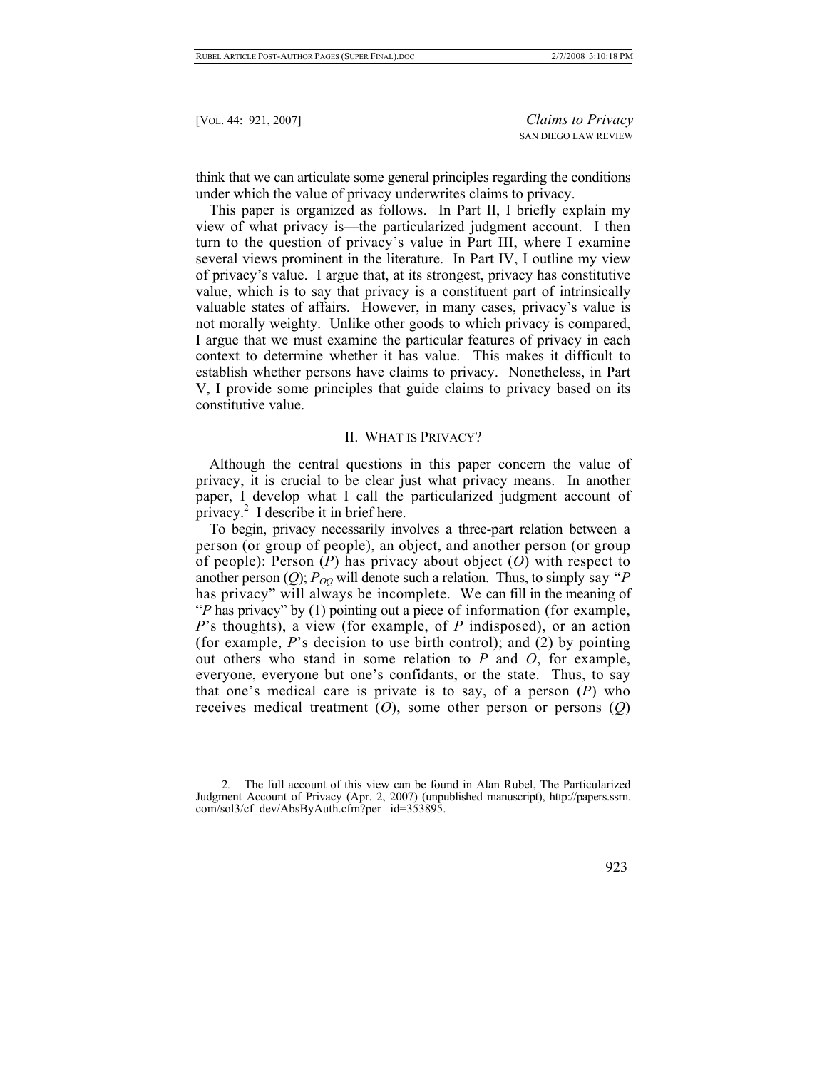think that we can articulate some general principles regarding the conditions under which the value of privacy underwrites claims to privacy.

This paper is organized as follows. In Part II, I briefly explain my view of what privacy is—the particularized judgment account. I then turn to the question of privacy's value in Part III, where I examine several views prominent in the literature. In Part IV, I outline my view of privacy's value. I argue that, at its strongest, privacy has constitutive value, which is to say that privacy is a constituent part of intrinsically valuable states of affairs. However, in many cases, privacy's value is not morally weighty. Unlike other goods to which privacy is compared, I argue that we must examine the particular features of privacy in each context to determine whether it has value. This makes it difficult to establish whether persons have claims to privacy. Nonetheless, in Part V, I provide some principles that guide claims to privacy based on its constitutive value.

## II. What is Privacy?

Although the central questions in this paper concern the value of privacy, it is crucial to be clear just what privacy means. In another paper, I develop what I call the particularized judgment account of privacy.[2] I describe it in brief here.

To begin, privacy necessarily involves a three-part relation between a person (or group of people), an object, and another person (or group of people): Person (*P*) has privacy about object (*O*) with respect to another person (*Q*); $P_{OQ}$ will denote such a relation. Thus, to simply say "*P* has privacy" will always be incomplete. We can fill in the meaning of "*P* has privacy" by (1) pointing out a piece of information (for example, *P*'s thoughts), a view (for example, of *P* indisposed), or an action (for example, *P*'s decision to use birth control); and (2) by pointing out others who stand in some relation to *P* and *O*, for example, everyone, everyone but one's confidants, or the state. Thus, to say that one's medical care is private is to say, of a person (*P*) who receives medical treatment (*O*), some other person or persons (*Q*)

---

2. The full account of this view can be found in Alan Rubel, The Particularized Judgment Account of Privacy (Apr. 2, 2007) (unpublished manuscript), http://papers.ssrn.com/sol3/cf_dev/AbsByAuth.cfm?per _id=353895.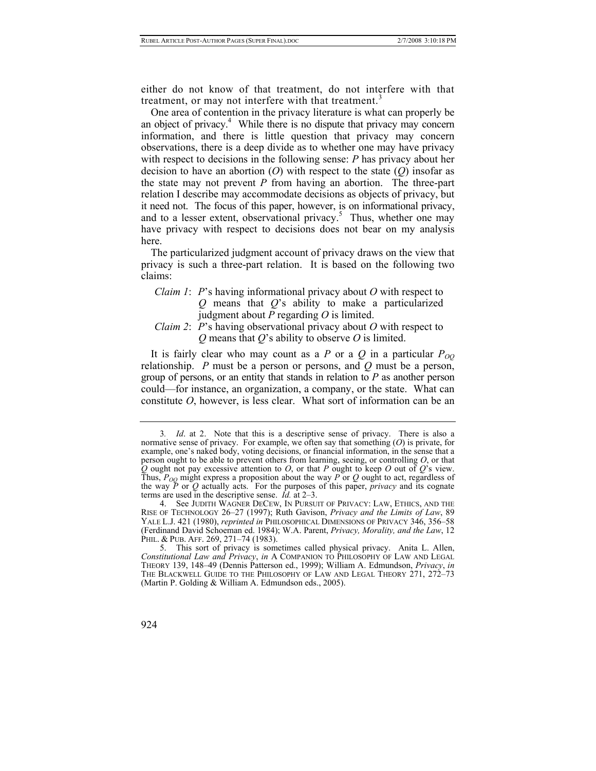either do not know of that treatment, do not interfere with that treatment, or may not interfere with that treatment.[3]

One area of contention in the privacy literature is what can properly be an object of privacy.[4] While there is no dispute that privacy may concern information, and there is little question that privacy may concern observations, there is a deep divide as to whether one may have privacy with respect to decisions in the following sense: *P* has privacy about her decision to have an abortion (*O*) with respect to the state (*Q*) insofar as the state may not prevent *P* from having an abortion. The three-part relation I describe may accommodate decisions as objects of privacy, but it need not. The focus of this paper, however, is on informational privacy, and to a lesser extent, observational privacy.[5] Thus, whether one may have privacy with respect to decisions does not bear on my analysis here.

The particularized judgment account of privacy draws on the view that privacy is such a three-part relation. It is based on the following two claims:

> *Claim 1*: *P*'s having informational privacy about *O* with respect to *Q* means that *Q*'s ability to make a particularized judgment about *P* regarding *O* is limited.
>
> *Claim 2*: *P*'s having observational privacy about *O* with respect to *Q* means that *Q*'s ability to observe *O* is limited.

It is fairly clear who may count as a *P* or a *Q* in a particular $P_{OQ}$ relationship. *P* must be a person or persons, and *Q* must be a person, group of persons, or an entity that stands in relation to *P* as another person could—for instance, an organization, a company, or the state. What can constitute *O*, however, is less clear. What sort of information can be an

---

3. *Id*. at 2. Note that this is a descriptive sense of privacy. There is also a normative sense of privacy. For example, we often say that something (*O*) is private, for example, one's naked body, voting decisions, or financial information, in the sense that a person ought to be able to prevent others from learning, seeing, or controlling *O*, or that *Q* ought not pay excessive attention to *O*, or that *P* ought to keep *O* out of *Q*'s view. Thus, $P_{OQ}$ might express a proposition about the way *P* or *Q* ought to act, regardless of the way *P* or *Q* actually acts. For the purposes of this paper, *privacy* and its cognate terms are used in the descriptive sense. *Id.* at 2–3.

4. See JUDITH WAGNER DECEW, IN PURSUIT OF PRIVACY: LAW, ETHICS, AND THE RISE OF TECHNOLOGY 26–27 (1997); Ruth Gavison, *Privacy and the Limits of Law*, 89 YALE L.J. 421 (1980), *reprinted in* PHILOSOPHICAL DIMENSIONS OF PRIVACY 346, 356–58 (Ferdinand David Schoeman ed. 1984); W.A. Parent, *Privacy, Morality, and the Law*, 12 PHIL. & PUB. AFF. 269, 271–74 (1983).

5. This sort of privacy is sometimes called physical privacy. Anita L. Allen, *Constitutional Law and Privacy*, *in* A COMPANION TO PHILOSOPHY OF LAW AND LEGAL THEORY 139, 148–49 (Dennis Patterson ed., 1999); William A. Edmundson, *Privacy*, *in* THE BLACKWELL GUIDE TO THE PHILOSOPHY OF LAW AND LEGAL THEORY 271, 272–73 (Martin P. Golding & William A. Edmundson eds., 2005).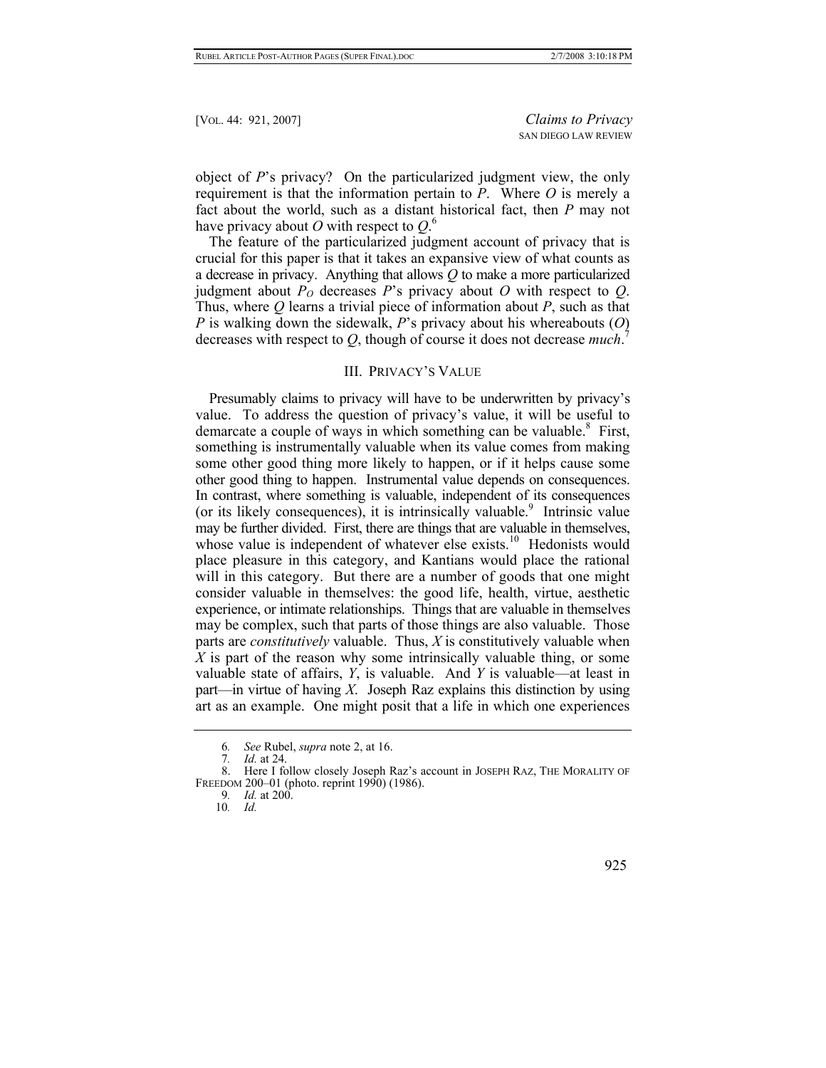object of *P*'s privacy? On the particularized judgment view, the only requirement is that the information pertain to *P*. Where *O* is merely a fact about the world, such as a distant historical fact, then *P* may not have privacy about *O* with respect to *Q*.[6]

The feature of the particularized judgment account of privacy that is crucial for this paper is that it takes an expansive view of what counts as a decrease in privacy. Anything that allows *Q* to make a more particularized judgment about $P_O$ decreases *P*'s privacy about *O* with respect to *Q*. Thus, where *Q* learns a trivial piece of information about *P*, such as that *P* is walking down the sidewalk, *P*'s privacy about his whereabouts (*O*) decreases with respect to *Q*, though of course it does not decrease *much*.[7]

## III. PRIVACY'S VALUE

Presumably claims to privacy will have to be underwritten by privacy's value. To address the question of privacy's value, it will be useful to demarcate a couple of ways in which something can be valuable.[8] First, something is instrumentally valuable when its value comes from making some other good thing more likely to happen, or if it helps cause some other good thing to happen. Instrumental value depends on consequences. In contrast, where something is valuable, independent of its consequences (or its likely consequences), it is intrinsically valuable.[9] Intrinsic value may be further divided. First, there are things that are valuable in themselves, whose value is independent of whatever else exists.[10] Hedonists would place pleasure in this category, and Kantians would place the rational will in this category. But there are a number of goods that one might consider valuable in themselves: the good life, health, virtue, aesthetic experience, or intimate relationships. Things that are valuable in themselves may be complex, such that parts of those things are also valuable. Those parts are *constitutively* valuable. Thus, *X* is constitutively valuable when *X* is part of the reason why some intrinsically valuable thing, or some valuable state of affairs, *Y*, is valuable. And *Y* is valuable—at least in part—in virtue of having *X*. Joseph Raz explains this distinction by using art as an example. One might posit that a life in which one experiences

---

6. *See* Rubel, *supra* note 2, at 16.

7. *Id.* at 24.

8. Here I follow closely Joseph Raz's account in JOSEPH RAZ, THE MORALITY OF FREEDOM 200–01 (photo. reprint 1990) (1986).

9. *Id.* at 200.

10. *Id.*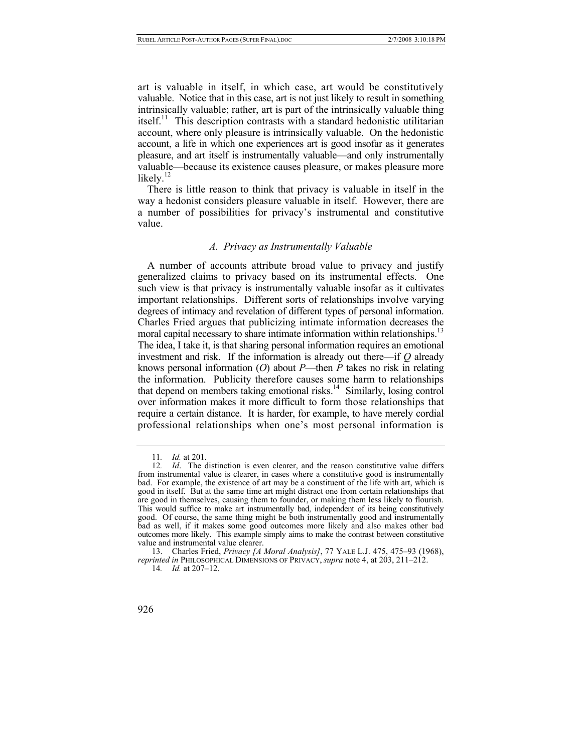art is valuable in itself, in which case, art would be constitutively valuable. Notice that in this case, art is not just likely to result in something intrinsically valuable; rather, art is part of the intrinsically valuable thing itself.[11] This description contrasts with a standard hedonistic utilitarian account, where only pleasure is intrinsically valuable. On the hedonistic account, a life in which one experiences art is good insofar as it generates pleasure, and art itself is instrumentally valuable—and only instrumentally valuable—because its existence causes pleasure, or makes pleasure more likely.[12]

There is little reason to think that privacy is valuable in itself in the way a hedonist considers pleasure valuable in itself. However, there are a number of possibilities for privacy's instrumental and constitutive value.

### *A. Privacy as Instrumentally Valuable*

A number of accounts attribute broad value to privacy and justify generalized claims to privacy based on its instrumental effects. One such view is that privacy is instrumentally valuable insofar as it cultivates important relationships. Different sorts of relationships involve varying degrees of intimacy and revelation of different types of personal information. Charles Fried argues that publicizing intimate information decreases the moral capital necessary to share intimate information within relationships.[13] The idea, I take it, is that sharing personal information requires an emotional investment and risk. If the information is already out there—if *Q* already knows personal information (*O*) about *P*—then *P* takes no risk in relating the information. Publicity therefore causes some harm to relationships that depend on members taking emotional risks.[14] Similarly, losing control over information makes it more difficult to form those relationships that require a certain distance. It is harder, for example, to have merely cordial professional relationships when one's most personal information is

---

11. *Id.* at 201.

12. *Id*. The distinction is even clearer, and the reason constitutive value differs from instrumental value is clearer, in cases where a constitutive good is instrumentally bad. For example, the existence of art may be a constituent of the life with art, which is good in itself. But at the same time art might distract one from certain relationships that are good in themselves, causing them to founder, or making them less likely to flourish. This would suffice to make art instrumentally bad, independent of its being constitutively good. Of course, the same thing might be both instrumentally good and instrumentally bad as well, if it makes some good outcomes more likely and also makes other bad outcomes more likely. This example simply aims to make the contrast between constitutive value and instrumental value clearer.

13. Charles Fried, *Privacy [A Moral Analysis]*, 77 YALE L.J. 475, 475–93 (1968), *reprinted in* PHILOSOPHICAL DIMENSIONS OF PRIVACY, *supra* note 4, at 203, 211–212.

14. *Id.* at 207–12.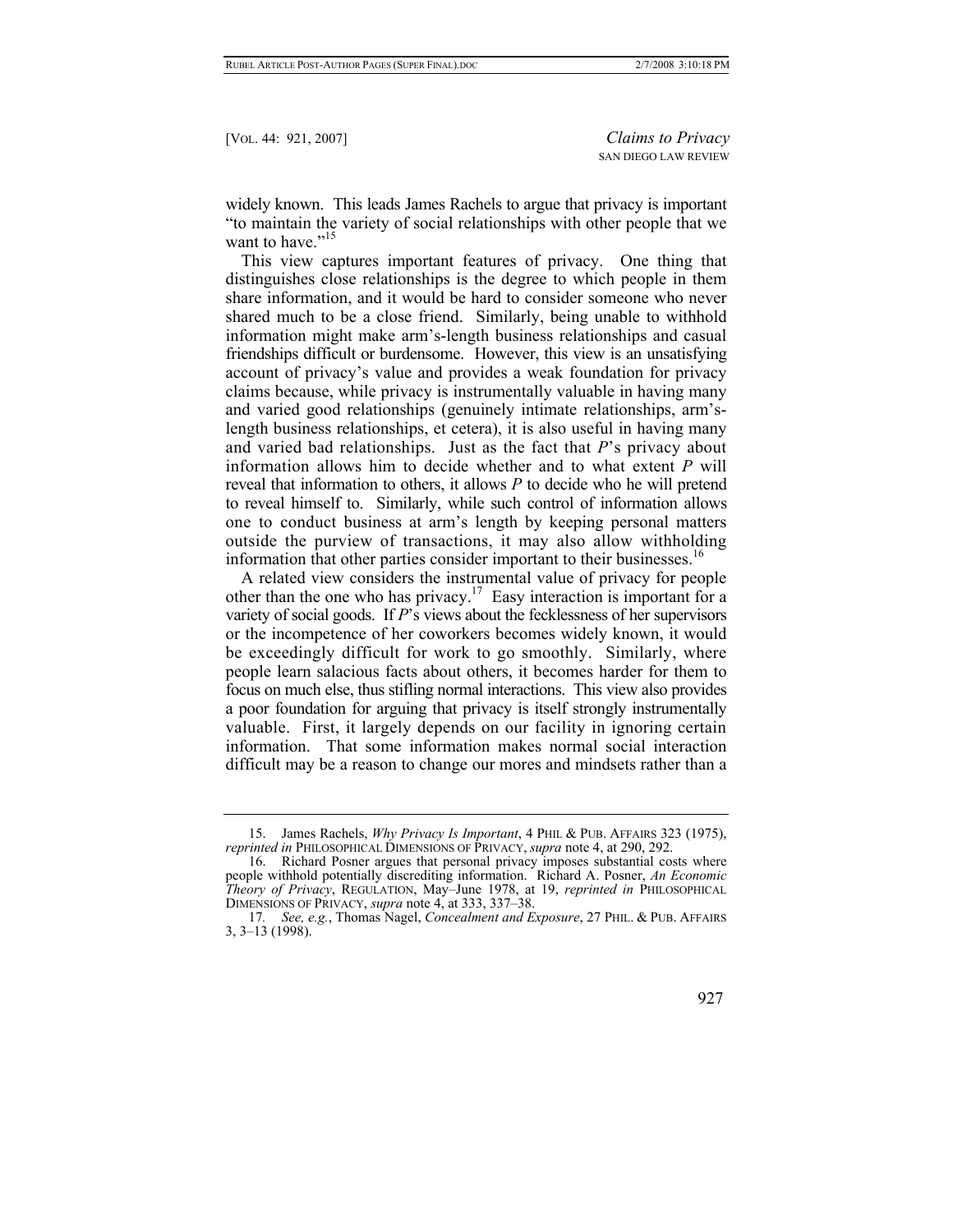widely known. This leads James Rachels to argue that privacy is important "to maintain the variety of social relationships with other people that we want to have."[15]

This view captures important features of privacy. One thing that distinguishes close relationships is the degree to which people in them share information, and it would be hard to consider someone who never shared much to be a close friend. Similarly, being unable to withhold information might make arm's-length business relationships and casual friendships difficult or burdensome. However, this view is an unsatisfying account of privacy's value and provides a weak foundation for privacy claims because, while privacy is instrumentally valuable in having many and varied good relationships (genuinely intimate relationships, arm's-length business relationships, et cetera), it is also useful in having many and varied bad relationships. Just as the fact that *P*'s privacy about information allows him to decide whether and to what extent *P* will reveal that information to others, it allows *P* to decide who he will pretend to reveal himself to. Similarly, while such control of information allows one to conduct business at arm's length by keeping personal matters outside the purview of transactions, it may also allow withholding information that other parties consider important to their businesses.[16]

A related view considers the instrumental value of privacy for people other than the one who has privacy.[17] Easy interaction is important for a variety of social goods. If *P*'s views about the fecklessness of her supervisors or the incompetence of her coworkers becomes widely known, it would be exceedingly difficult for work to go smoothly. Similarly, where people learn salacious facts about others, it becomes harder for them to focus on much else, thus stifling normal interactions. This view also provides a poor foundation for arguing that privacy is itself strongly instrumentally valuable. First, it largely depends on our facility in ignoring certain information. That some information makes normal social interaction difficult may be a reason to change our mores and mindsets rather than a

---

15. James Rachels, *Why Privacy Is Important*, 4 PHIL & PUB. AFFAIRS 323 (1975), *reprinted in* PHILOSOPHICAL DIMENSIONS OF PRIVACY, *supra* note 4, at 290, 292.

16. Richard Posner argues that personal privacy imposes substantial costs where people withhold potentially discrediting information. Richard A. Posner, *An Economic Theory of Privacy*, REGULATION, May–June 1978, at 19, *reprinted in* PHILOSOPHICAL DIMENSIONS OF PRIVACY, *supra* note 4, at 333, 337–38.

17. *See, e.g.*, Thomas Nagel, *Concealment and Exposure*, 27 PHIL. & PUB. AFFAIRS 3, 3–13 (1998).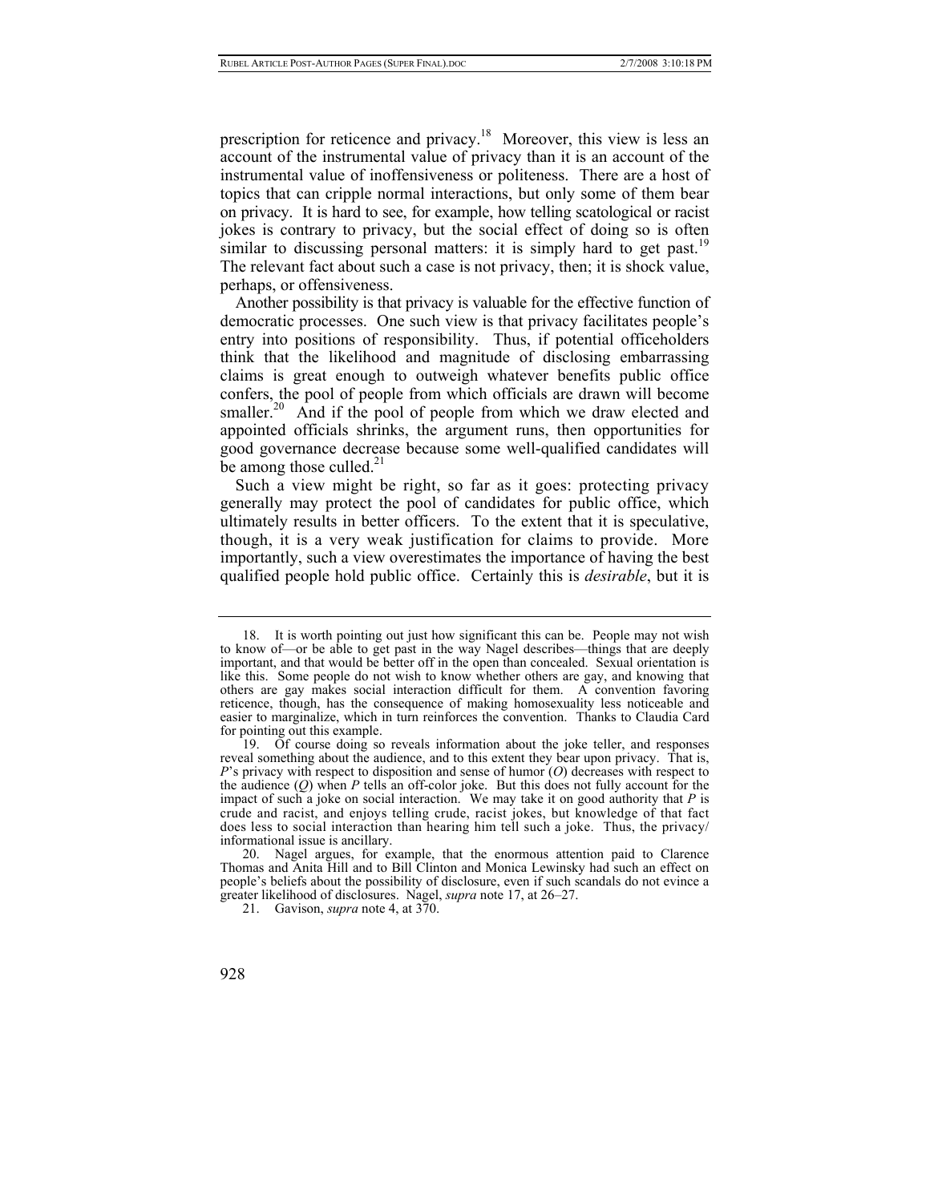prescription for reticence and privacy.[18] Moreover, this view is less an account of the instrumental value of privacy than it is an account of the instrumental value of inoffensiveness or politeness. There are a host of topics that can cripple normal interactions, but only some of them bear on privacy. It is hard to see, for example, how telling scatological or racist jokes is contrary to privacy, but the social effect of doing so is often similar to discussing personal matters: it is simply hard to get past.[19] The relevant fact about such a case is not privacy, then; it is shock value, perhaps, or offensiveness.

Another possibility is that privacy is valuable for the effective function of democratic processes. One such view is that privacy facilitates people's entry into positions of responsibility. Thus, if potential officeholders think that the likelihood and magnitude of disclosing embarrassing claims is great enough to outweigh whatever benefits public office confers, the pool of people from which officials are drawn will become smaller.[20] And if the pool of people from which we draw elected and appointed officials shrinks, the argument runs, then opportunities for good governance decrease because some well-qualified candidates will be among those culled.[21]

Such a view might be right, so far as it goes: protecting privacy generally may protect the pool of candidates for public office, which ultimately results in better officers. To the extent that it is speculative, though, it is a very weak justification for claims to provide. More importantly, such a view overestimates the importance of having the best qualified people hold public office. Certainly this is *desirable*, but it is

---

18. It is worth pointing out just how significant this can be. People may not wish to know of—or be able to get past in the way Nagel describes—things that are deeply important, and that would be better off in the open than concealed. Sexual orientation is like this. Some people do not wish to know whether others are gay, and knowing that others are gay makes social interaction difficult for them. A convention favoring reticence, though, has the consequence of making homosexuality less noticeable and easier to marginalize, which in turn reinforces the convention. Thanks to Claudia Card for pointing out this example.

19. Of course doing so reveals information about the joke teller, and responses reveal something about the audience, and to this extent they bear upon privacy. That is, *P*'s privacy with respect to disposition and sense of humor (*O*) decreases with respect to the audience (*Q*) when *P* tells an off-color joke. But this does not fully account for the impact of such a joke on social interaction. We may take it on good authority that *P* is crude and racist, and enjoys telling crude, racist jokes, but knowledge of that fact does less to social interaction than hearing him tell such a joke. Thus, the privacy/informational issue is ancillary.

20. Nagel argues, for example, that the enormous attention paid to Clarence Thomas and Anita Hill and to Bill Clinton and Monica Lewinsky had such an effect on people's beliefs about the possibility of disclosure, even if such scandals do not evince a greater likelihood of disclosures. Nagel, *supra* note 17, at 26–27.

21. Gavison, *supra* note 4, at 370.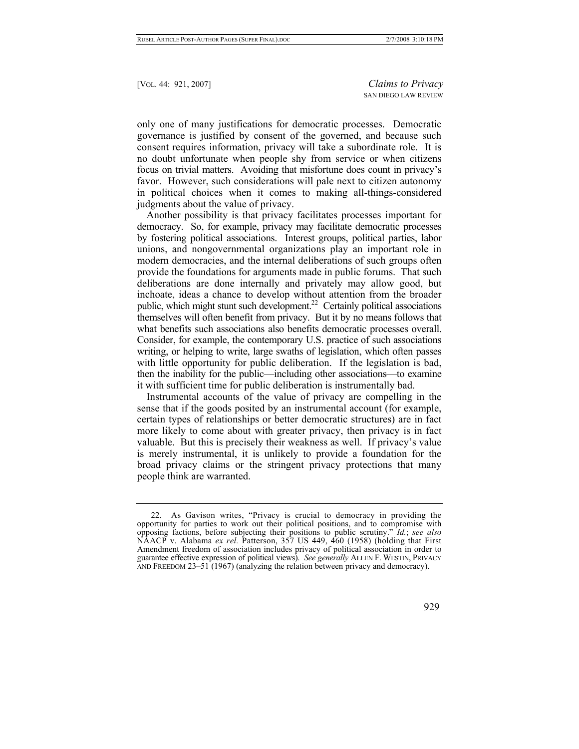only one of many justifications for democratic processes. Democratic governance is justified by consent of the governed, and because such consent requires information, privacy will take a subordinate role. It is no doubt unfortunate when people shy from service or when citizens focus on trivial matters. Avoiding that misfortune does count in privacy's favor. However, such considerations will pale next to citizen autonomy in political choices when it comes to making all-things-considered judgments about the value of privacy.

Another possibility is that privacy facilitates processes important for democracy. So, for example, privacy may facilitate democratic processes by fostering political associations. Interest groups, political parties, labor unions, and nongovernmental organizations play an important role in modern democracies, and the internal deliberations of such groups often provide the foundations for arguments made in public forums. That such deliberations are done internally and privately may allow good, but inchoate, ideas a chance to develop without attention from the broader public, which might stunt such development.[22] Certainly political associations themselves will often benefit from privacy. But it by no means follows that what benefits such associations also benefits democratic processes overall. Consider, for example, the contemporary U.S. practice of such associations writing, or helping to write, large swaths of legislation, which often passes with little opportunity for public deliberation. If the legislation is bad, then the inability for the public—including other associations—to examine it with sufficient time for public deliberation is instrumentally bad.

Instrumental accounts of the value of privacy are compelling in the sense that if the goods posited by an instrumental account (for example, certain types of relationships or better democratic structures) are in fact more likely to come about with greater privacy, then privacy is in fact valuable. But this is precisely their weakness as well. If privacy's value is merely instrumental, it is unlikely to provide a foundation for the broad privacy claims or the stringent privacy protections that many people think are warranted.

---

22. As Gavison writes, "Privacy is crucial to democracy in providing the opportunity for parties to work out their political positions, and to compromise with opposing factions, before subjecting their positions to public scrutiny." *Id.*; *see also* NAACP v. Alabama *ex rel.* Patterson, 357 US 449, 460 (1958) (holding that First Amendment freedom of association includes privacy of political association in order to guarantee effective expression of political views). *See generally* ALLEN F. WESTIN, PRIVACY AND FREEDOM 23–51 (1967) (analyzing the relation between privacy and democracy).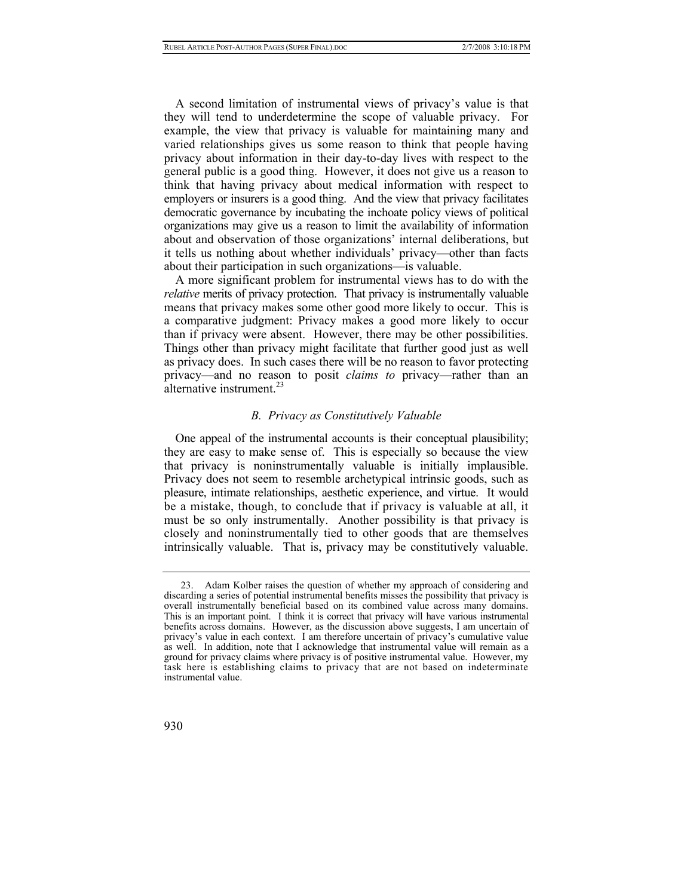A second limitation of instrumental views of privacy's value is that they will tend to underdetermine the scope of valuable privacy. For example, the view that privacy is valuable for maintaining many and varied relationships gives us some reason to think that people having privacy about information in their day-to-day lives with respect to the general public is a good thing. However, it does not give us a reason to think that having privacy about medical information with respect to employers or insurers is a good thing. And the view that privacy facilitates democratic governance by incubating the inchoate policy views of political organizations may give us a reason to limit the availability of information about and observation of those organizations' internal deliberations, but it tells us nothing about whether individuals' privacy—other than facts about their participation in such organizations—is valuable.

A more significant problem for instrumental views has to do with the *relative* merits of privacy protection. That privacy is instrumentally valuable means that privacy makes some other good more likely to occur. This is a comparative judgment: Privacy makes a good more likely to occur than if privacy were absent. However, there may be other possibilities. Things other than privacy might facilitate that further good just as well as privacy does. In such cases there will be no reason to favor protecting privacy—and no reason to posit *claims to* privacy—rather than an alternative instrument.[23]

### *B. Privacy as Constitutively Valuable*

One appeal of the instrumental accounts is their conceptual plausibility; they are easy to make sense of. This is especially so because the view that privacy is noninstrumentally valuable is initially implausible. Privacy does not seem to resemble archetypical intrinsic goods, such as pleasure, intimate relationships, aesthetic experience, and virtue. It would be a mistake, though, to conclude that if privacy is valuable at all, it must be so only instrumentally. Another possibility is that privacy is closely and noninstrumentally tied to other goods that are themselves intrinsically valuable. That is, privacy may be constitutively valuable.

---

23. Adam Kolber raises the question of whether my approach of considering and discarding a series of potential instrumental benefits misses the possibility that privacy is overall instrumentally beneficial based on its combined value across many domains. This is an important point. I think it is correct that privacy will have various instrumental benefits across domains. However, as the discussion above suggests, I am uncertain of privacy's value in each context. I am therefore uncertain of privacy's cumulative value as well. In addition, note that I acknowledge that instrumental value will remain as a ground for privacy claims where privacy is of positive instrumental value. However, my task here is establishing claims to privacy that are not based on indeterminate instrumental value.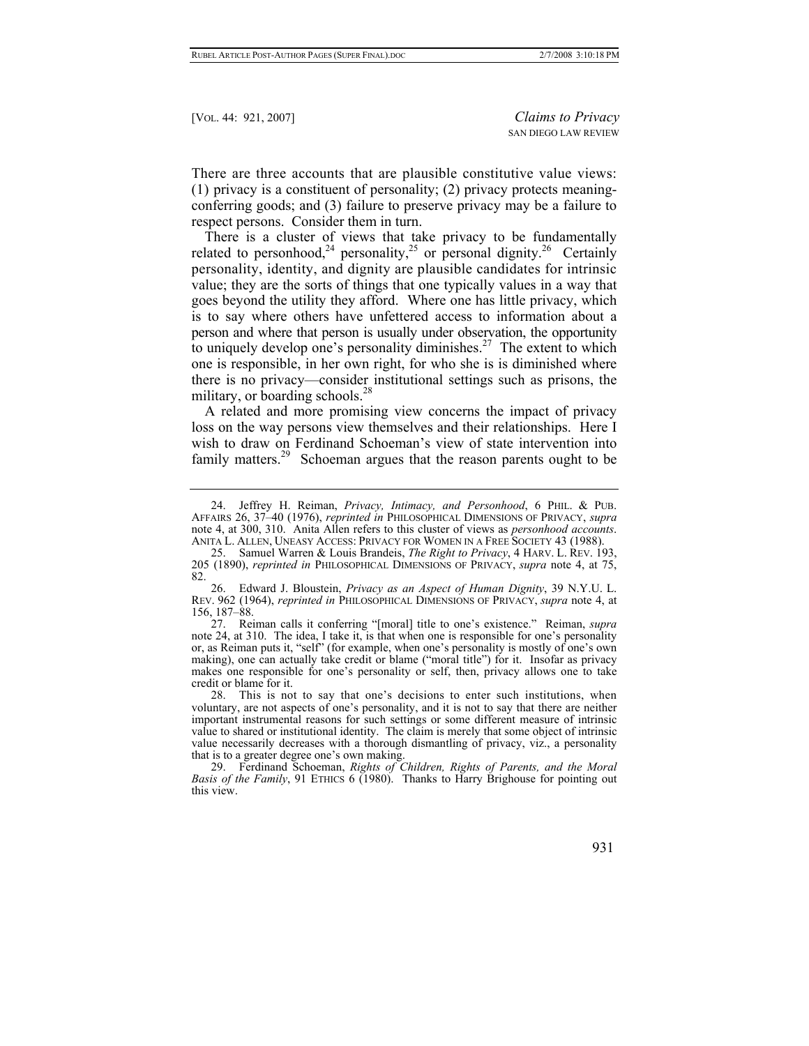There are three accounts that are plausible constitutive value views: (1) privacy is a constituent of personality; (2) privacy protects meaning-conferring goods; and (3) failure to preserve privacy may be a failure to respect persons. Consider them in turn.

There is a cluster of views that take privacy to be fundamentally related to personhood,[24] personality,[25] or personal dignity.[26] Certainly personality, identity, and dignity are plausible candidates for intrinsic value; they are the sorts of things that one typically values in a way that goes beyond the utility they afford. Where one has little privacy, which is to say where others have unfettered access to information about a person and where that person is usually under observation, the opportunity to uniquely develop one's personality diminishes.[27] The extent to which one is responsible, in her own right, for who she is is diminished where there is no privacy—consider institutional settings such as prisons, the military, or boarding schools.[28]

A related and more promising view concerns the impact of privacy loss on the way persons view themselves and their relationships. Here I wish to draw on Ferdinand Schoeman's view of state intervention into family matters.[29] Schoeman argues that the reason parents ought to be

---

24. Jeffrey H. Reiman, *Privacy, Intimacy, and Personhood*, 6 PHIL. & PUB. AFFAIRS 26, 37–40 (1976), *reprinted in* PHILOSOPHICAL DIMENSIONS OF PRIVACY, *supra* note 4, at 300, 310. Anita Allen refers to this cluster of views as *personhood accounts*. ANITA L. ALLEN, UNEASY ACCESS: PRIVACY FOR WOMEN IN A FREE SOCIETY 43 (1988).

25. Samuel Warren & Louis Brandeis, *The Right to Privacy*, 4 HARV. L. REV. 193, 205 (1890), *reprinted in* PHILOSOPHICAL DIMENSIONS OF PRIVACY, *supra* note 4, at 75, 82.

26. Edward J. Bloustein, *Privacy as an Aspect of Human Dignity*, 39 N.Y.U. L. REV. 962 (1964), *reprinted in* PHILOSOPHICAL DIMENSIONS OF PRIVACY, *supra* note 4, at 156, 187–88.

27. Reiman calls it conferring "[moral] title to one's existence." Reiman, *supra* note 24, at 310. The idea, I take it, is that when one is responsible for one's personality or, as Reiman puts it, "self" (for example, when one's personality is mostly of one's own making), one can actually take credit or blame ("moral title") for it. Insofar as privacy makes one responsible for one's personality or self, then, privacy allows one to take credit or blame for it.

28. This is not to say that one's decisions to enter such institutions, when voluntary, are not aspects of one's personality, and it is not to say that there are neither important instrumental reasons for such settings or some different measure of intrinsic value to shared or institutional identity. The claim is merely that some object of intrinsic value necessarily decreases with a thorough dismantling of privacy, viz., a personality that is to a greater degree one's own making.

29. Ferdinand Schoeman, *Rights of Children, Rights of Parents, and the Moral Basis of the Family*, 91 ETHICS 6 (1980). Thanks to Harry Brighouse for pointing out this view.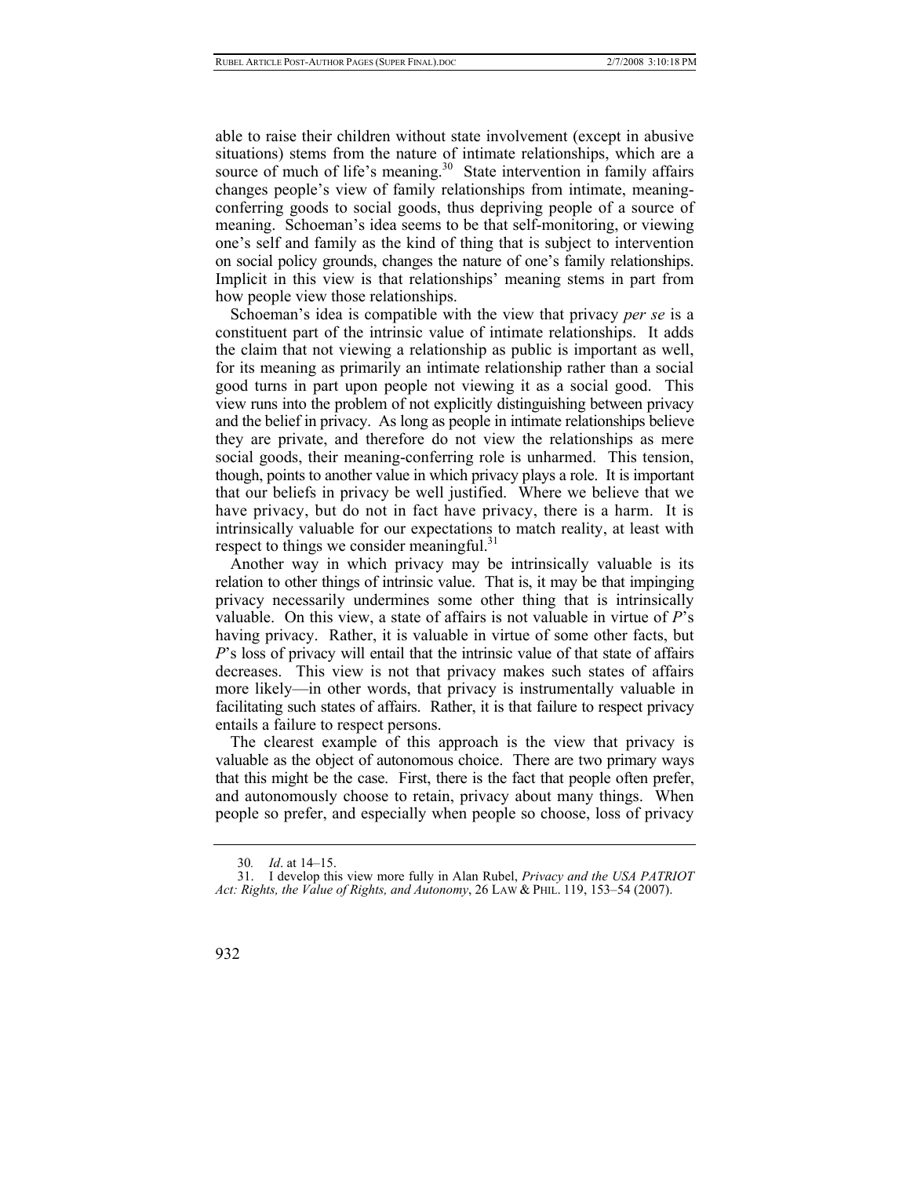able to raise their children without state involvement (except in abusive situations) stems from the nature of intimate relationships, which are a source of much of life's meaning.[30] State intervention in family affairs changes people's view of family relationships from intimate, meaning-conferring goods to social goods, thus depriving people of a source of meaning. Schoeman's idea seems to be that self-monitoring, or viewing one's self and family as the kind of thing that is subject to intervention on social policy grounds, changes the nature of one's family relationships. Implicit in this view is that relationships' meaning stems in part from how people view those relationships.

Schoeman's idea is compatible with the view that privacy *per se* is a constituent part of the intrinsic value of intimate relationships. It adds the claim that not viewing a relationship as public is important as well, for its meaning as primarily an intimate relationship rather than a social good turns in part upon people not viewing it as a social good. This view runs into the problem of not explicitly distinguishing between privacy and the belief in privacy. As long as people in intimate relationships believe they are private, and therefore do not view the relationships as mere social goods, their meaning-conferring role is unharmed. This tension, though, points to another value in which privacy plays a role. It is important that our beliefs in privacy be well justified. Where we believe that we have privacy, but do not in fact have privacy, there is a harm. It is intrinsically valuable for our expectations to match reality, at least with respect to things we consider meaningful.[31]

Another way in which privacy may be intrinsically valuable is its relation to other things of intrinsic value. That is, it may be that impinging privacy necessarily undermines some other thing that is intrinsically valuable. On this view, a state of affairs is not valuable in virtue of *P*'s having privacy. Rather, it is valuable in virtue of some other facts, but *P*'s loss of privacy will entail that the intrinsic value of that state of affairs decreases. This view is not that privacy makes such states of affairs more likely—in other words, that privacy is instrumentally valuable in facilitating such states of affairs. Rather, it is that failure to respect privacy entails a failure to respect persons.

The clearest example of this approach is the view that privacy is valuable as the object of autonomous choice. There are two primary ways that this might be the case. First, there is the fact that people often prefer, and autonomously choose to retain, privacy about many things. When people so prefer, and especially when people so choose, loss of privacy

---

30. *Id*. at 14–15.

31. I develop this view more fully in Alan Rubel, *Privacy and the USA PATRIOT Act: Rights, the Value of Rights, and Autonomy*, 26 LAW & PHIL. 119, 153–54 (2007).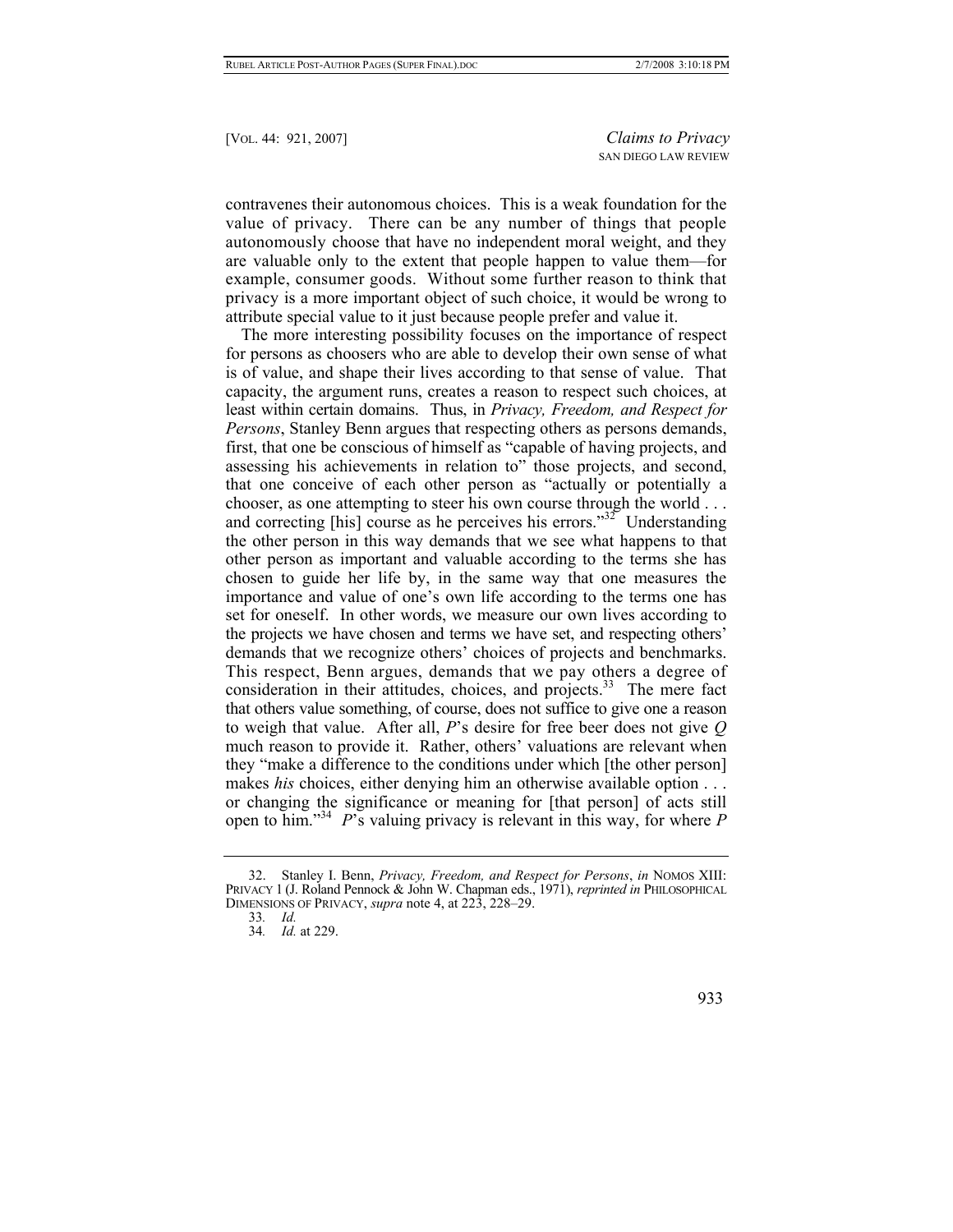contravenes their autonomous choices. This is a weak foundation for the value of privacy. There can be any number of things that people autonomously choose that have no independent moral weight, and they are valuable only to the extent that people happen to value them—for example, consumer goods. Without some further reason to think that privacy is a more important object of such choice, it would be wrong to attribute special value to it just because people prefer and value it.

The more interesting possibility focuses on the importance of respect for persons as choosers who are able to develop their own sense of what is of value, and shape their lives according to that sense of value. That capacity, the argument runs, creates a reason to respect such choices, at least within certain domains. Thus, in *Privacy, Freedom, and Respect for Persons*, Stanley Benn argues that respecting others as persons demands, first, that one be conscious of himself as "capable of having projects, and assessing his achievements in relation to" those projects, and second, that one conceive of each other person as "actually or potentially a chooser, as one attempting to steer his own course through the world . . . and correcting [his] course as he perceives his errors."[32] Understanding the other person in this way demands that we see what happens to that other person as important and valuable according to the terms she has chosen to guide her life by, in the same way that one measures the importance and value of one's own life according to the terms one has set for oneself. In other words, we measure our own lives according to the projects we have chosen and terms we have set, and respecting others' demands that we recognize others' choices of projects and benchmarks. This respect, Benn argues, demands that we pay others a degree of consideration in their attitudes, choices, and projects.[33] The mere fact that others value something, of course, does not suffice to give one a reason to weigh that value. After all, *P*'s desire for free beer does not give *Q* much reason to provide it. Rather, others' valuations are relevant when they "make a difference to the conditions under which [the other person] makes *his* choices, either denying him an otherwise available option . . . or changing the significance or meaning for [that person] of acts still open to him."[34] *P*'s valuing privacy is relevant in this way, for where *P*

---

32. Stanley I. Benn, *Privacy, Freedom, and Respect for Persons*, *in* NOMOS XIII: PRIVACY 1 (J. Roland Pennock & John W. Chapman eds., 1971), *reprinted in* PHILOSOPHICAL DIMENSIONS OF PRIVACY, *supra* note 4, at 223, 228–29.

33. *Id.*

34. *Id.* at 229.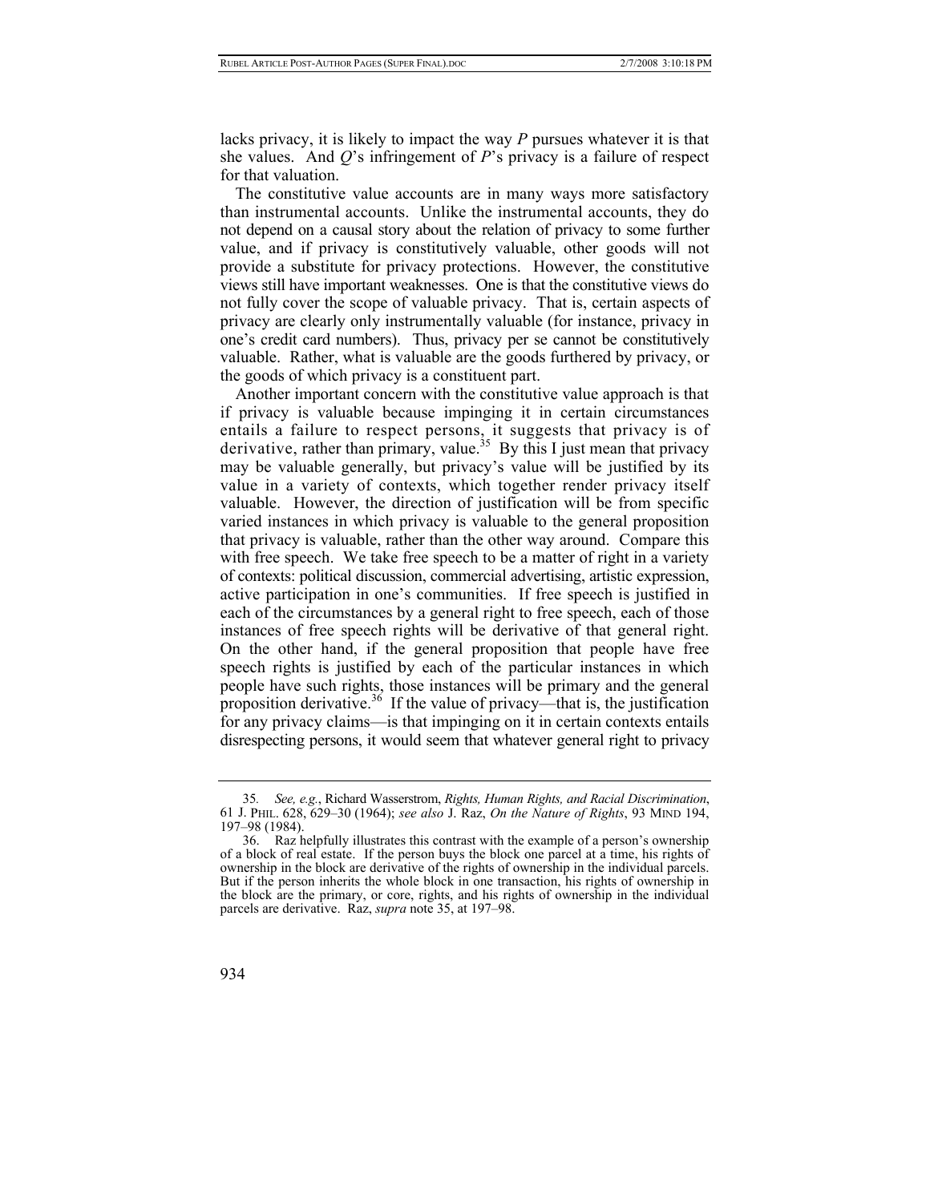lacks privacy, it is likely to impact the way *P* pursues whatever it is that she values. And *Q*'s infringement of *P*'s privacy is a failure of respect for that valuation.

The constitutive value accounts are in many ways more satisfactory than instrumental accounts. Unlike the instrumental accounts, they do not depend on a causal story about the relation of privacy to some further value, and if privacy is constitutively valuable, other goods will not provide a substitute for privacy protections. However, the constitutive views still have important weaknesses. One is that the constitutive views do not fully cover the scope of valuable privacy. That is, certain aspects of privacy are clearly only instrumentally valuable (for instance, privacy in one's credit card numbers). Thus, privacy per se cannot be constitutively valuable. Rather, what is valuable are the goods furthered by privacy, or the goods of which privacy is a constituent part.

Another important concern with the constitutive value approach is that if privacy is valuable because impinging it in certain circumstances entails a failure to respect persons, it suggests that privacy is of derivative, rather than primary, value.[35] By this I just mean that privacy may be valuable generally, but privacy's value will be justified by its value in a variety of contexts, which together render privacy itself valuable. However, the direction of justification will be from specific varied instances in which privacy is valuable to the general proposition that privacy is valuable, rather than the other way around. Compare this with free speech. We take free speech to be a matter of right in a variety of contexts: political discussion, commercial advertising, artistic expression, active participation in one's communities. If free speech is justified in each of the circumstances by a general right to free speech, each of those instances of free speech rights will be derivative of that general right. On the other hand, if the general proposition that people have free speech rights is justified by each of the particular instances in which people have such rights, those instances will be primary and the general proposition derivative.[36] If the value of privacy—that is, the justification for any privacy claims—is that impinging on it in certain contexts entails disrespecting persons, it would seem that whatever general right to privacy

---

35. *See, e.g.*, Richard Wasserstrom, *Rights, Human Rights, and Racial Discrimination*, 61 J. PHIL. 628, 629–30 (1964); *see also* J. Raz, *On the Nature of Rights*, 93 MIND 194, 197–98 (1984).

36. Raz helpfully illustrates this contrast with the example of a person's ownership of a block of real estate. If the person buys the block one parcel at a time, his rights of ownership in the block are derivative of the rights of ownership in the individual parcels. But if the person inherits the whole block in one transaction, his rights of ownership in the block are the primary, or core, rights, and his rights of ownership in the individual parcels are derivative. Raz, *supra* note 35, at 197–98.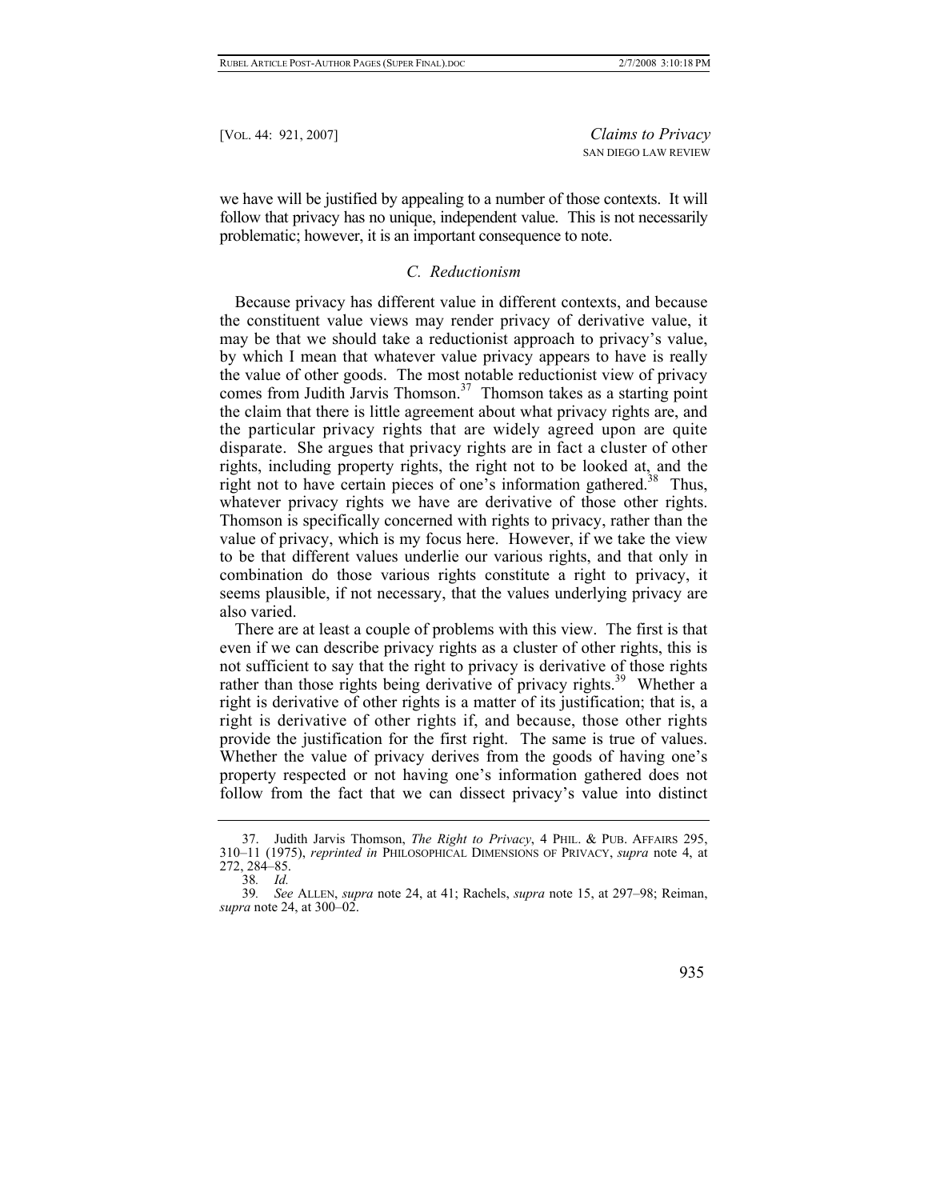we have will be justified by appealing to a number of those contexts. It will follow that privacy has no unique, independent value. This is not necessarily problematic; however, it is an important consequence to note.

### *C. Reductionism*

Because privacy has different value in different contexts, and because the constituent value views may render privacy of derivative value, it may be that we should take a reductionist approach to privacy's value, by which I mean that whatever value privacy appears to have is really the value of other goods. The most notable reductionist view of privacy comes from Judith Jarvis Thomson.[37] Thomson takes as a starting point the claim that there is little agreement about what privacy rights are, and the particular privacy rights that are widely agreed upon are quite disparate. She argues that privacy rights are in fact a cluster of other rights, including property rights, the right not to be looked at, and the right not to have certain pieces of one's information gathered.[38] Thus, whatever privacy rights we have are derivative of those other rights. Thomson is specifically concerned with rights to privacy, rather than the value of privacy, which is my focus here. However, if we take the view to be that different values underlie our various rights, and that only in combination do those various rights constitute a right to privacy, it seems plausible, if not necessary, that the values underlying privacy are also varied.

There are at least a couple of problems with this view. The first is that even if we can describe privacy rights as a cluster of other rights, this is not sufficient to say that the right to privacy is derivative of those rights rather than those rights being derivative of privacy rights.[39] Whether a right is derivative of other rights is a matter of its justification; that is, a right is derivative of other rights if, and because, those other rights provide the justification for the first right. The same is true of values. Whether the value of privacy derives from the goods of having one's property respected or not having one's information gathered does not follow from the fact that we can dissect privacy's value into distinct

---

37. Judith Jarvis Thomson, *The Right to Privacy*, 4 PHIL. & PUB. AFFAIRS 295, 310–11 (1975), *reprinted in* PHILOSOPHICAL DIMENSIONS OF PRIVACY, *supra* note 4, at 272, 284–85.

38. *Id.*

39. *See* ALLEN, *supra* note 24, at 41; Rachels, *supra* note 15, at 297–98; Reiman, *supra* note 24, at 300–02.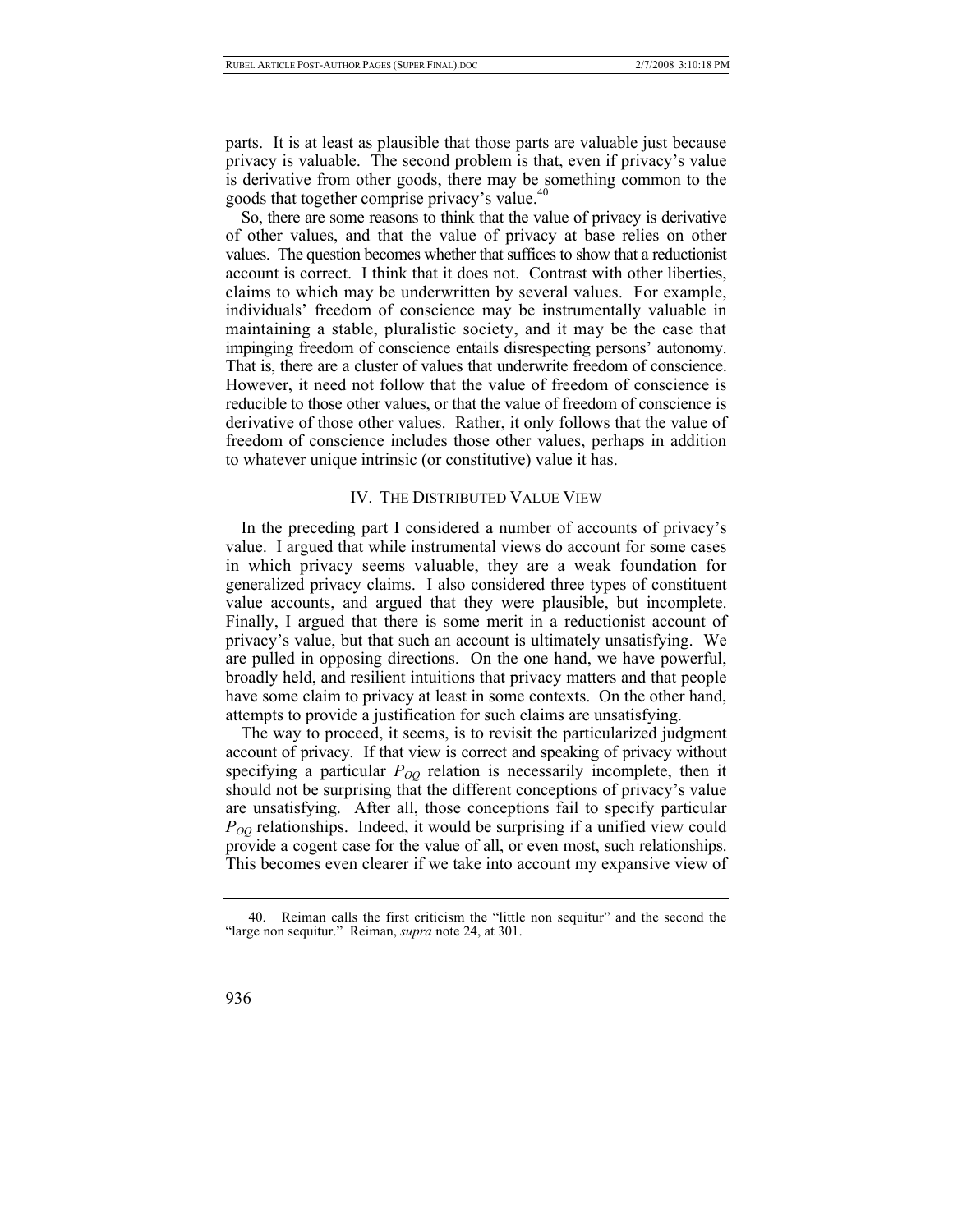parts. It is at least as plausible that those parts are valuable just because privacy is valuable. The second problem is that, even if privacy's value is derivative from other goods, there may be something common to the goods that together comprise privacy's value.[40]

So, there are some reasons to think that the value of privacy is derivative of other values, and that the value of privacy at base relies on other values. The question becomes whether that suffices to show that a reductionist account is correct. I think that it does not. Contrast with other liberties, claims to which may be underwritten by several values. For example, individuals' freedom of conscience may be instrumentally valuable in maintaining a stable, pluralistic society, and it may be the case that impinging freedom of conscience entails disrespecting persons' autonomy. That is, there are a cluster of values that underwrite freedom of conscience. However, it need not follow that the value of freedom of conscience is reducible to those other values, or that the value of freedom of conscience is derivative of those other values. Rather, it only follows that the value of freedom of conscience includes those other values, perhaps in addition to whatever unique intrinsic (or constitutive) value it has.

## IV. THE DISTRIBUTED VALUE VIEW

In the preceding part I considered a number of accounts of privacy's value. I argued that while instrumental views do account for some cases in which privacy seems valuable, they are a weak foundation for generalized privacy claims. I also considered three types of constituent value accounts, and argued that they were plausible, but incomplete. Finally, I argued that there is some merit in a reductionist account of privacy's value, but that such an account is ultimately unsatisfying. We are pulled in opposing directions. On the one hand, we have powerful, broadly held, and resilient intuitions that privacy matters and that people have some claim to privacy at least in some contexts. On the other hand, attempts to provide a justification for such claims are unsatisfying.

The way to proceed, it seems, is to revisit the particularized judgment account of privacy. If that view is correct and speaking of privacy without specifying a particular $P_{OQ}$ relation is necessarily incomplete, then it should not be surprising that the different conceptions of privacy's value are unsatisfying. After all, those conceptions fail to specify particular $P_{OQ}$ relationships. Indeed, it would be surprising if a unified view could provide a cogent case for the value of all, or even most, such relationships. This becomes even clearer if we take into account my expansive view of

---

40. Reiman calls the first criticism the "little non sequitur" and the second the "large non sequitur." Reiman, *supra* note 24, at 301.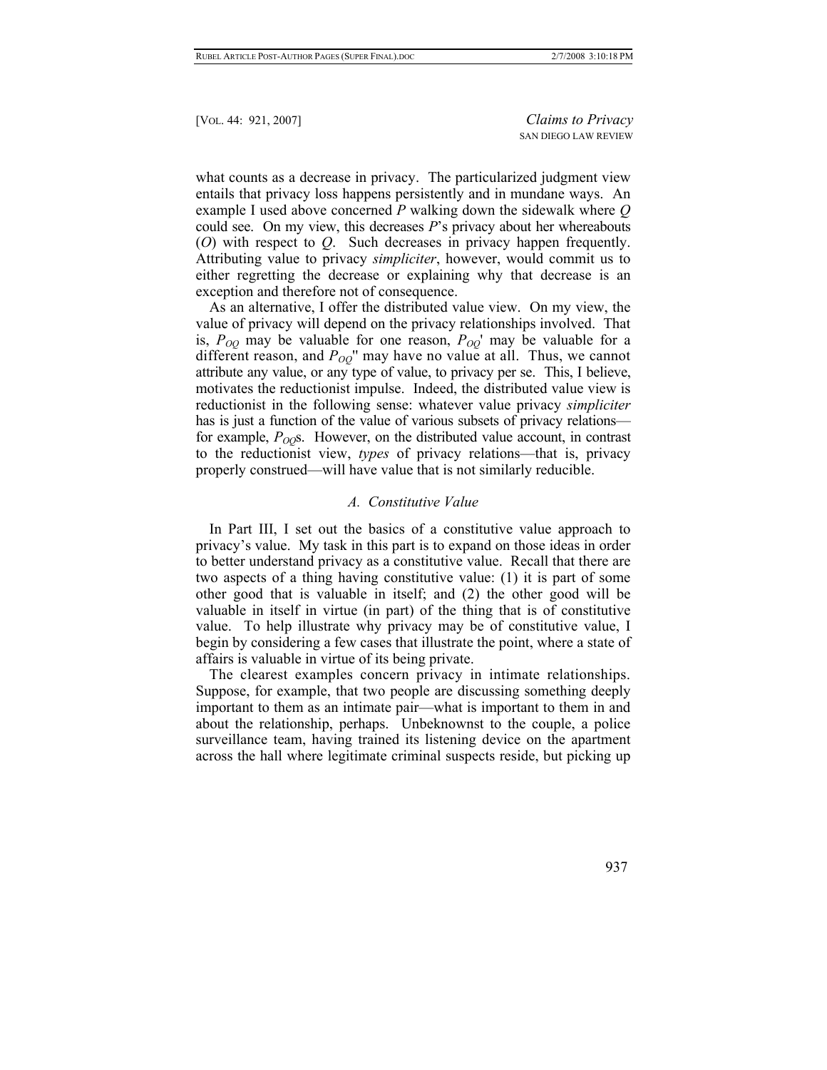what counts as a decrease in privacy. The particularized judgment view entails that privacy loss happens persistently and in mundane ways. An example I used above concerned *P* walking down the sidewalk where *Q* could see. On my view, this decreases *P*'s privacy about her whereabouts (*O*) with respect to *Q*. Such decreases in privacy happen frequently. Attributing value to privacy *simpliciter*, however, would commit us to either regretting the decrease or explaining why that decrease is an exception and therefore not of consequence.

As an alternative, I offer the distributed value view. On my view, the value of privacy will depend on the privacy relationships involved. That is, $P_{OQ}$ may be valuable for one reason, $P_{OQ}'$ may be valuable for a different reason, and $P_{OQ}''$ may have no value at all. Thus, we cannot attribute any value, or any type of value, to privacy per se. This, I believe, motivates the reductionist impulse. Indeed, the distributed value view is reductionist in the following sense: whatever value privacy *simpliciter* has is just a function of the value of various subsets of privacy relations—for example, $P_{OQ}$s. However, on the distributed value account, in contrast to the reductionist view, *types* of privacy relations—that is, privacy properly construed—will have value that is not similarly reducible.

### *A. Constitutive Value*

In Part III, I set out the basics of a constitutive value approach to privacy's value. My task in this part is to expand on those ideas in order to better understand privacy as a constitutive value. Recall that there are two aspects of a thing having constitutive value: (1) it is part of some other good that is valuable in itself; and (2) the other good will be valuable in itself in virtue (in part) of the thing that is of constitutive value. To help illustrate why privacy may be of constitutive value, I begin by considering a few cases that illustrate the point, where a state of affairs is valuable in virtue of its being private.

The clearest examples concern privacy in intimate relationships. Suppose, for example, that two people are discussing something deeply important to them as an intimate pair—what is important to them in and about the relationship, perhaps. Unbeknownst to the couple, a police surveillance team, having trained its listening device on the apartment across the hall where legitimate criminal suspects reside, but picking up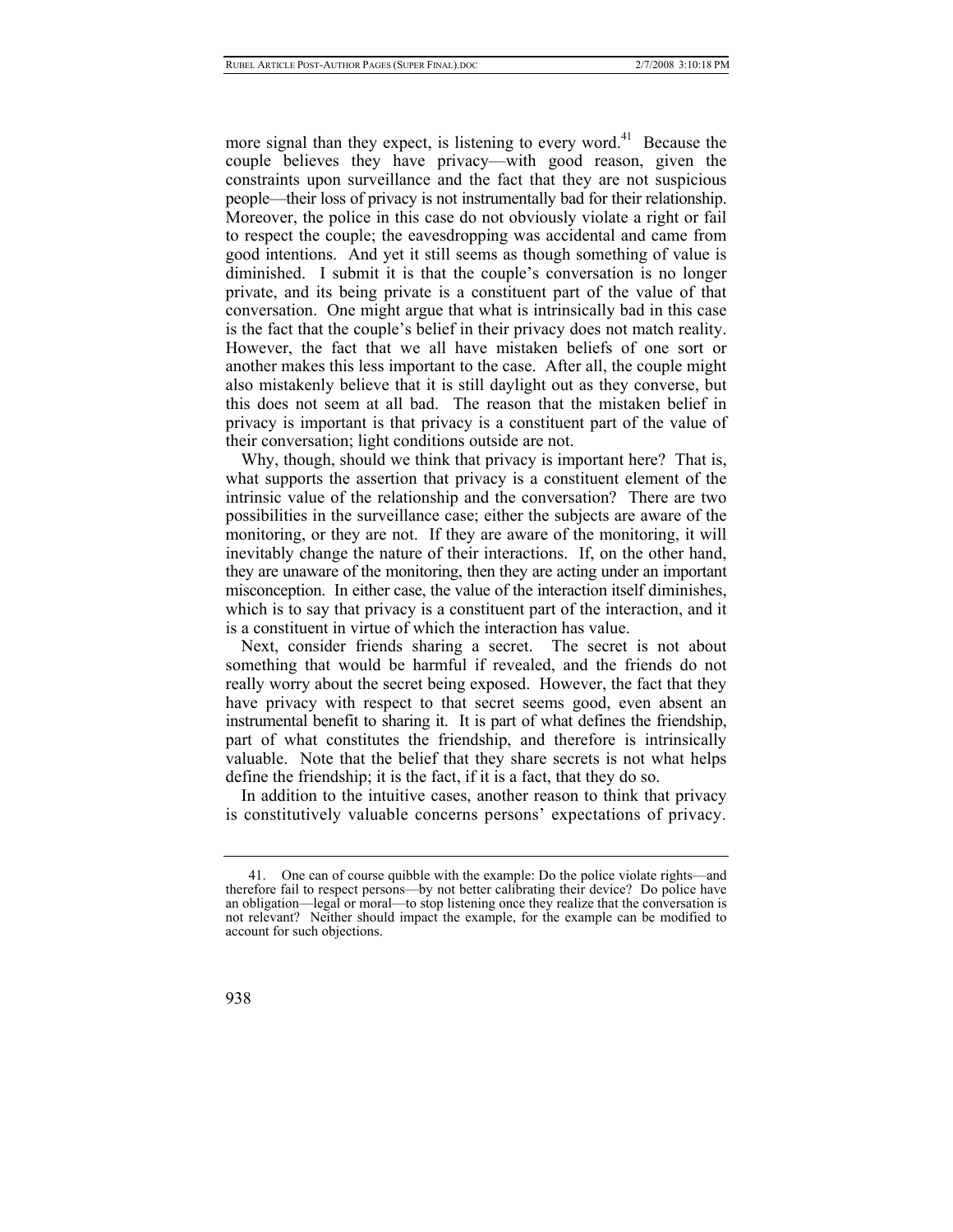more signal than they expect, is listening to every word.[41] Because the couple believes they have privacy—with good reason, given the constraints upon surveillance and the fact that they are not suspicious people—their loss of privacy is not instrumentally bad for their relationship. Moreover, the police in this case do not obviously violate a right or fail to respect the couple; the eavesdropping was accidental and came from good intentions. And yet it still seems as though something of value is diminished. I submit it is that the couple's conversation is no longer private, and its being private is a constituent part of the value of that conversation. One might argue that what is intrinsically bad in this case is the fact that the couple's belief in their privacy does not match reality. However, the fact that we all have mistaken beliefs of one sort or another makes this less important to the case. After all, the couple might also mistakenly believe that it is still daylight out as they converse, but this does not seem at all bad. The reason that the mistaken belief in privacy is important is that privacy is a constituent part of the value of their conversation; light conditions outside are not.

Why, though, should we think that privacy is important here? That is, what supports the assertion that privacy is a constituent element of the intrinsic value of the relationship and the conversation? There are two possibilities in the surveillance case; either the subjects are aware of the monitoring, or they are not. If they are aware of the monitoring, it will inevitably change the nature of their interactions. If, on the other hand, they are unaware of the monitoring, then they are acting under an important misconception. In either case, the value of the interaction itself diminishes, which is to say that privacy is a constituent part of the interaction, and it is a constituent in virtue of which the interaction has value.

Next, consider friends sharing a secret. The secret is not about something that would be harmful if revealed, and the friends do not really worry about the secret being exposed. However, the fact that they have privacy with respect to that secret seems good, even absent an instrumental benefit to sharing it. It is part of what defines the friendship, part of what constitutes the friendship, and therefore is intrinsically valuable. Note that the belief that they share secrets is not what helps define the friendship; it is the fact, if it is a fact, that they do so.

In addition to the intuitive cases, another reason to think that privacy is constitutively valuable concerns persons' expectations of privacy.

---

41. One can of course quibble with the example: Do the police violate rights—and therefore fail to respect persons—by not better calibrating their device? Do police have an obligation—legal or moral—to stop listening once they realize that the conversation is not relevant? Neither should impact the example, for the example can be modified to account for such objections.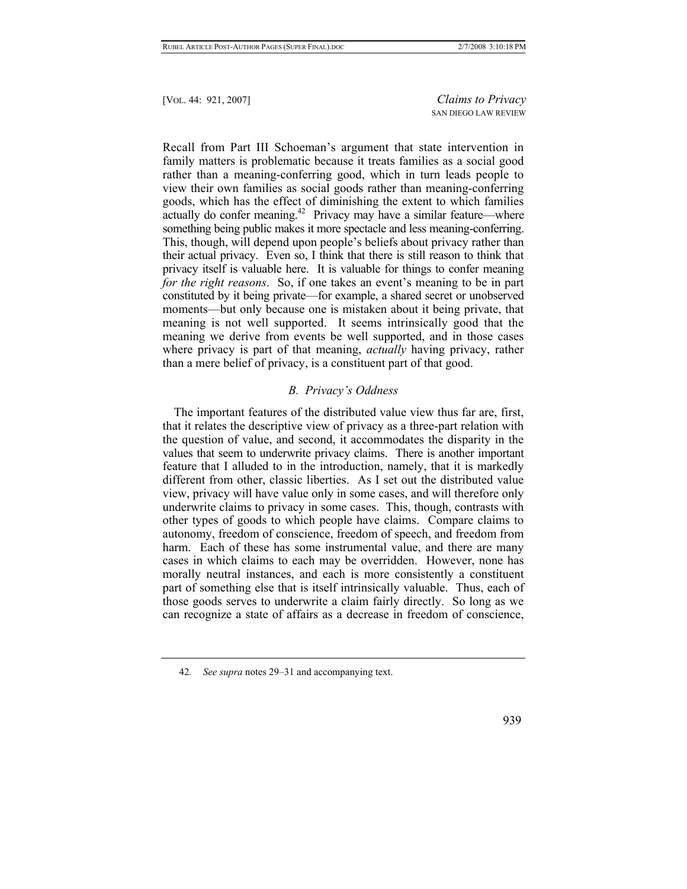Recall from Part III Schoeman's argument that state intervention in family matters is problematic because it treats families as a social good rather than a meaning-conferring good, which in turn leads people to view their own families as social goods rather than meaning-conferring goods, which has the effect of diminishing the extent to which families actually do confer meaning.[42] Privacy may have a similar feature—where something being public makes it more spectacle and less meaning-conferring. This, though, will depend upon people's beliefs about privacy rather than their actual privacy. Even so, I think that there is still reason to think that privacy itself is valuable here. It is valuable for things to confer meaning *for the right reasons*. So, if one takes an event's meaning to be in part constituted by it being private—for example, a shared secret or unobserved moments—but only because one is mistaken about it being private, that meaning is not well supported. It seems intrinsically good that the meaning we derive from events be well supported, and in those cases where privacy is part of that meaning, *actually* having privacy, rather than a mere belief of privacy, is a constituent part of that good.

### *B. Privacy's Oddness*

The important features of the distributed value view thus far are, first, that it relates the descriptive view of privacy as a three-part relation with the question of value, and second, it accommodates the disparity in the values that seem to underwrite privacy claims. There is another important feature that I alluded to in the introduction, namely, that it is markedly different from other, classic liberties. As I set out the distributed value view, privacy will have value only in some cases, and will therefore only underwrite claims to privacy in some cases. This, though, contrasts with other types of goods to which people have claims. Compare claims to autonomy, freedom of conscience, freedom of speech, and freedom from harm. Each of these has some instrumental value, and there are many cases in which claims to each may be overridden. However, none has morally neutral instances, and each is more consistently a constituent part of something else that is itself intrinsically valuable. Thus, each of those goods serves to underwrite a claim fairly directly. So long as we can recognize a state of affairs as a decrease in freedom of conscience,

42. *See supra* notes 29–31 and accompanying text.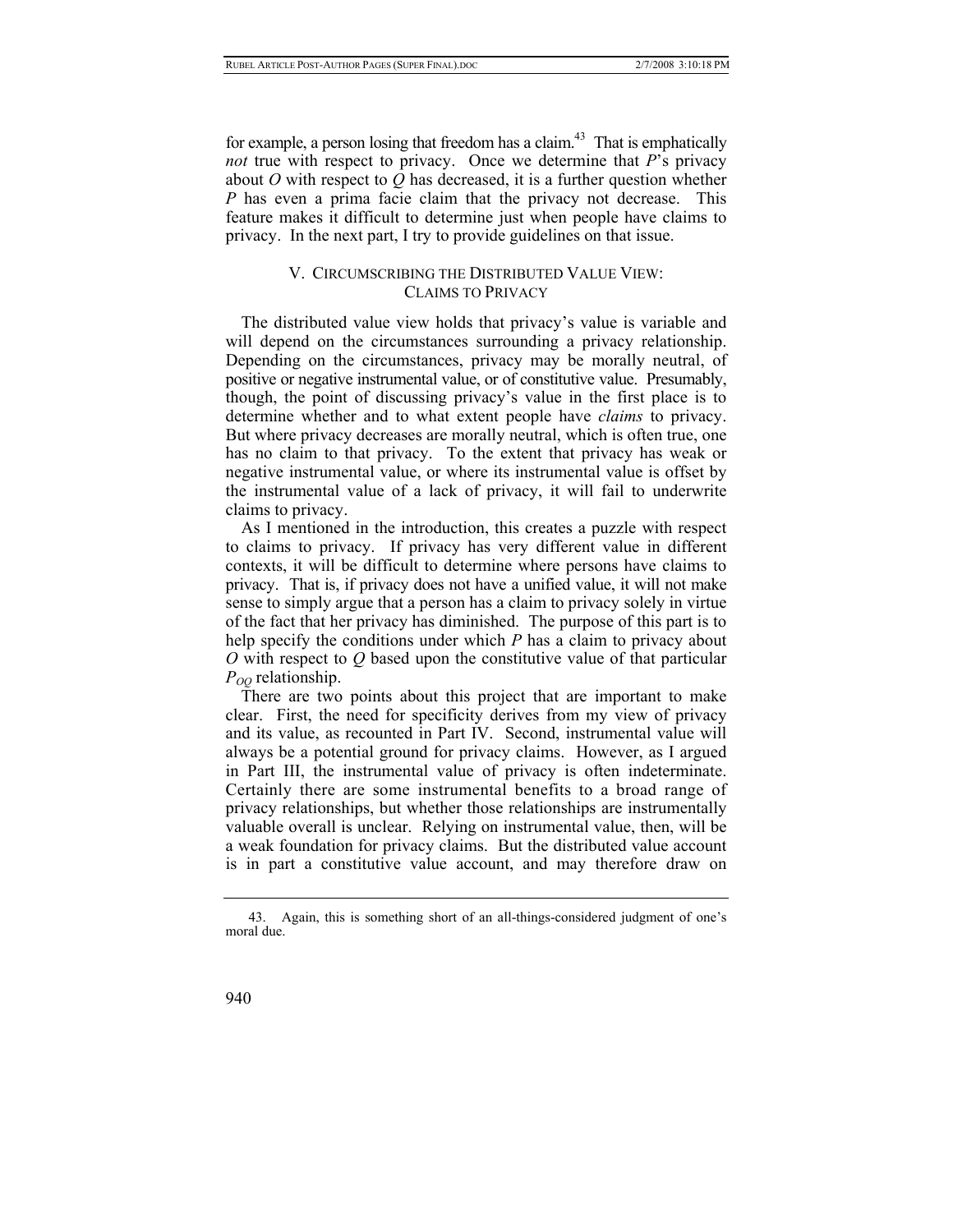for example, a person losing that freedom has a claim.[43] That is emphatically *not* true with respect to privacy. Once we determine that *P*'s privacy about *O* with respect to *Q* has decreased, it is a further question whether *P* has even a prima facie claim that the privacy not decrease. This feature makes it difficult to determine just when people have claims to privacy. In the next part, I try to provide guidelines on that issue.

## V. CIRCUMSCRIBING THE DISTRIBUTED VALUE VIEW: CLAIMS TO PRIVACY

The distributed value view holds that privacy's value is variable and will depend on the circumstances surrounding a privacy relationship. Depending on the circumstances, privacy may be morally neutral, of positive or negative instrumental value, or of constitutive value. Presumably, though, the point of discussing privacy's value in the first place is to determine whether and to what extent people have *claims* to privacy. But where privacy decreases are morally neutral, which is often true, one has no claim to that privacy. To the extent that privacy has weak or negative instrumental value, or where its instrumental value is offset by the instrumental value of a lack of privacy, it will fail to underwrite claims to privacy.

As I mentioned in the introduction, this creates a puzzle with respect to claims to privacy. If privacy has very different value in different contexts, it will be difficult to determine where persons have claims to privacy. That is, if privacy does not have a unified value, it will not make sense to simply argue that a person has a claim to privacy solely in virtue of the fact that her privacy has diminished. The purpose of this part is to help specify the conditions under which *P* has a claim to privacy about *O* with respect to *Q* based upon the constitutive value of that particular $P_{OQ}$ relationship.

There are two points about this project that are important to make clear. First, the need for specificity derives from my view of privacy and its value, as recounted in Part IV. Second, instrumental value will always be a potential ground for privacy claims. However, as I argued in Part III, the instrumental value of privacy is often indeterminate. Certainly there are some instrumental benefits to a broad range of privacy relationships, but whether those relationships are instrumentally valuable overall is unclear. Relying on instrumental value, then, will be a weak foundation for privacy claims. But the distributed value account is in part a constitutive value account, and may therefore draw on

---

43. Again, this is something short of an all-things-considered judgment of one's moral due.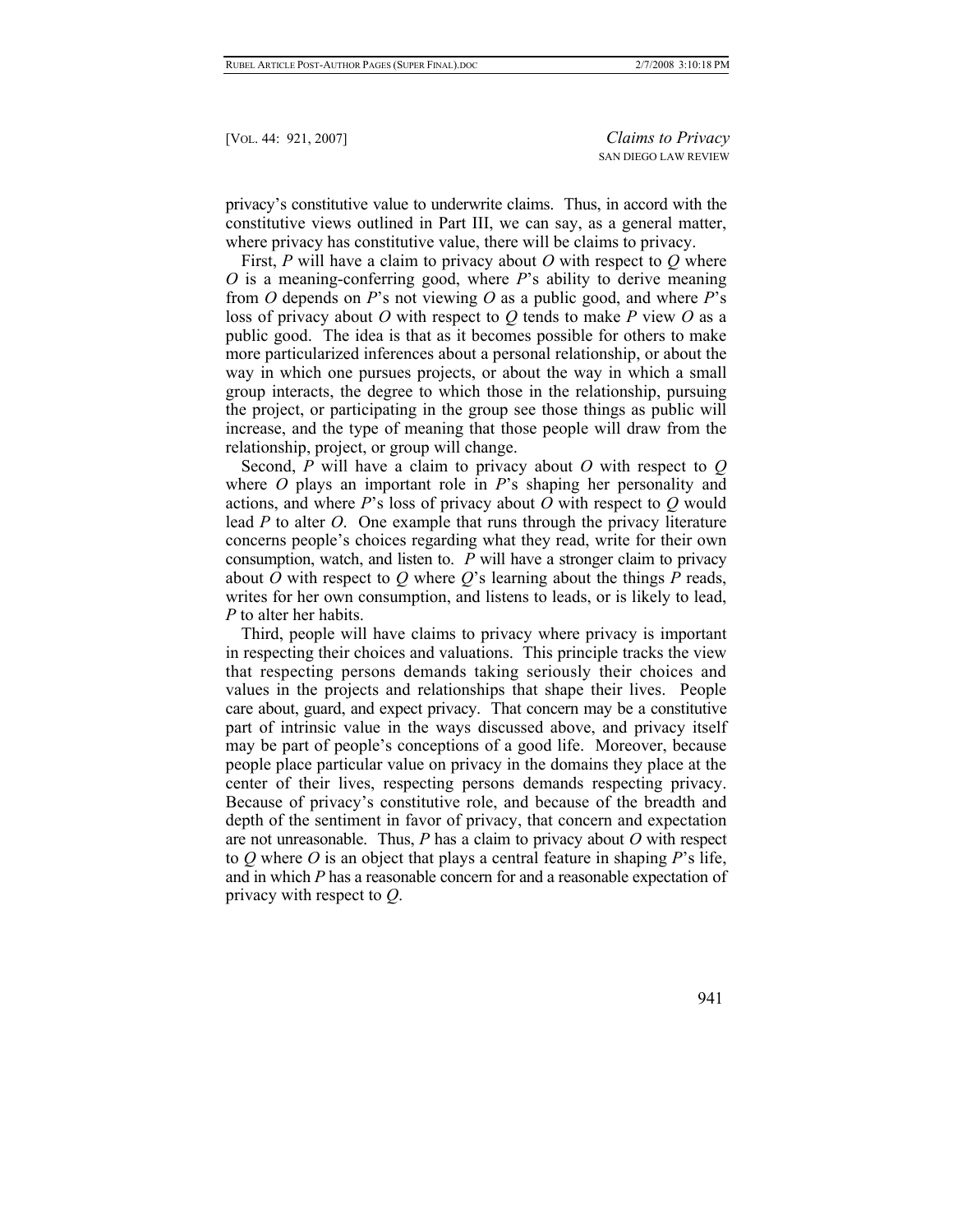privacy's constitutive value to underwrite claims. Thus, in accord with the constitutive views outlined in Part III, we can say, as a general matter, where privacy has constitutive value, there will be claims to privacy.

First, *P* will have a claim to privacy about *O* with respect to *Q* where *O* is a meaning-conferring good, where *P*'s ability to derive meaning from *O* depends on *P*'s not viewing *O* as a public good, and where *P*'s loss of privacy about *O* with respect to *Q* tends to make *P* view *O* as a public good. The idea is that as it becomes possible for others to make more particularized inferences about a personal relationship, or about the way in which one pursues projects, or about the way in which a small group interacts, the degree to which those in the relationship, pursuing the project, or participating in the group see those things as public will increase, and the type of meaning that those people will draw from the relationship, project, or group will change.

Second, *P* will have a claim to privacy about *O* with respect to *Q* where *O* plays an important role in *P*'s shaping her personality and actions, and where *P*'s loss of privacy about *O* with respect to *Q* would lead *P* to alter *O*. One example that runs through the privacy literature concerns people's choices regarding what they read, write for their own consumption, watch, and listen to. *P* will have a stronger claim to privacy about *O* with respect to *Q* where *Q*'s learning about the things *P* reads, writes for her own consumption, and listens to leads, or is likely to lead, *P* to alter her habits.

Third, people will have claims to privacy where privacy is important in respecting their choices and valuations. This principle tracks the view that respecting persons demands taking seriously their choices and values in the projects and relationships that shape their lives. People care about, guard, and expect privacy. That concern may be a constitutive part of intrinsic value in the ways discussed above, and privacy itself may be part of people's conceptions of a good life. Moreover, because people place particular value on privacy in the domains they place at the center of their lives, respecting persons demands respecting privacy. Because of privacy's constitutive role, and because of the breadth and depth of the sentiment in favor of privacy, that concern and expectation are not unreasonable. Thus, *P* has a claim to privacy about *O* with respect to *Q* where *O* is an object that plays a central feature in shaping *P*'s life, and in which *P* has a reasonable concern for and a reasonable expectation of privacy with respect to *Q*.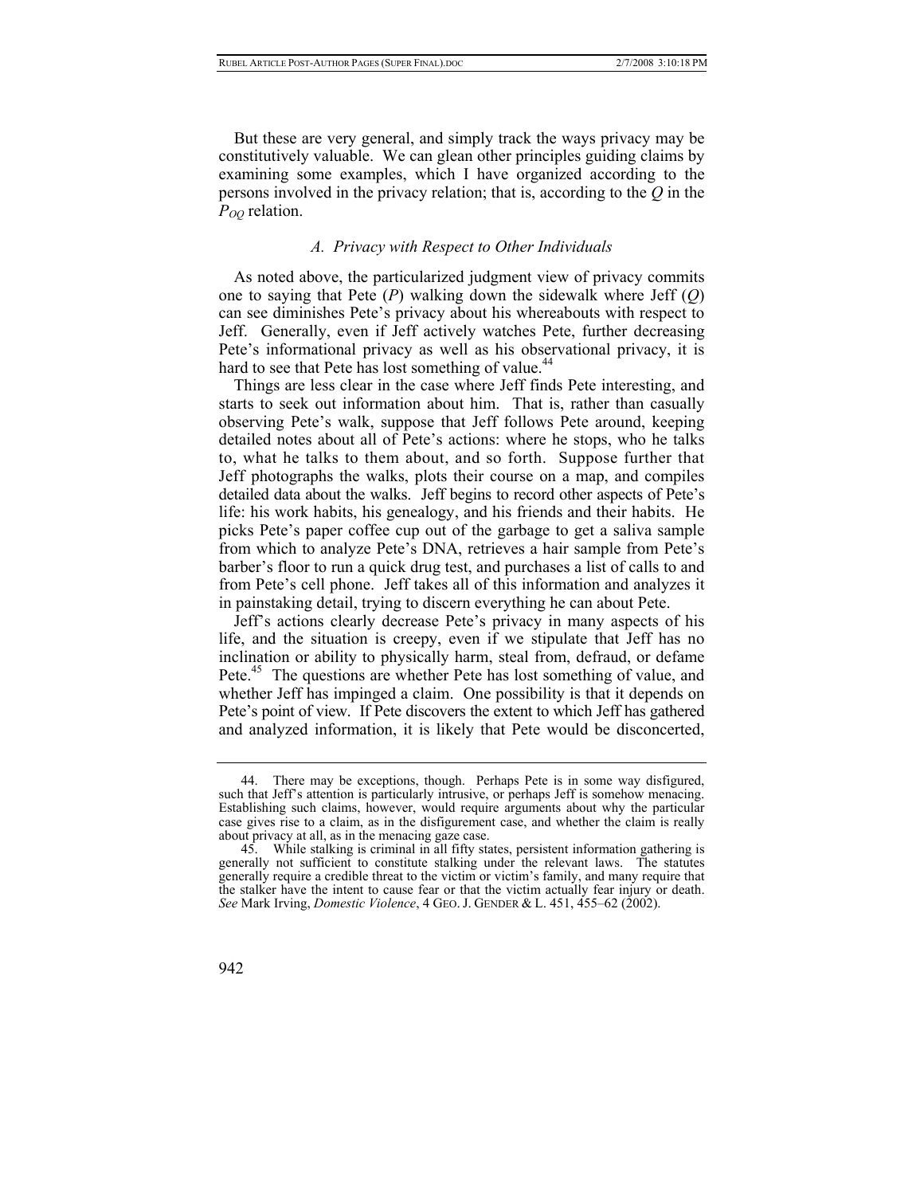But these are very general, and simply track the ways privacy may be constitutively valuable. We can glean other principles guiding claims by examining some examples, which I have organized according to the persons involved in the privacy relation; that is, according to the *Q* in the $P_{OQ}$ relation.

### *A. Privacy with Respect to Other Individuals*

As noted above, the particularized judgment view of privacy commits one to saying that Pete (*P*) walking down the sidewalk where Jeff (*Q*) can see diminishes Pete's privacy about his whereabouts with respect to Jeff. Generally, even if Jeff actively watches Pete, further decreasing Pete's informational privacy as well as his observational privacy, it is hard to see that Pete has lost something of value.[44]

Things are less clear in the case where Jeff finds Pete interesting, and starts to seek out information about him. That is, rather than casually observing Pete's walk, suppose that Jeff follows Pete around, keeping detailed notes about all of Pete's actions: where he stops, who he talks to, what he talks to them about, and so forth. Suppose further that Jeff photographs the walks, plots their course on a map, and compiles detailed data about the walks. Jeff begins to record other aspects of Pete's life: his work habits, his genealogy, and his friends and their habits. He picks Pete's paper coffee cup out of the garbage to get a saliva sample from which to analyze Pete's DNA, retrieves a hair sample from Pete's barber's floor to run a quick drug test, and purchases a list of calls to and from Pete's cell phone. Jeff takes all of this information and analyzes it in painstaking detail, trying to discern everything he can about Pete.

Jeff's actions clearly decrease Pete's privacy in many aspects of his life, and the situation is creepy, even if we stipulate that Jeff has no inclination or ability to physically harm, steal from, defraud, or defame Pete.[45] The questions are whether Pete has lost something of value, and whether Jeff has impinged a claim. One possibility is that it depends on Pete's point of view. If Pete discovers the extent to which Jeff has gathered and analyzed information, it is likely that Pete would be disconcerted,

---

44. There may be exceptions, though. Perhaps Pete is in some way disfigured, such that Jeff's attention is particularly intrusive, or perhaps Jeff is somehow menacing. Establishing such claims, however, would require arguments about why the particular case gives rise to a claim, as in the disfigurement case, and whether the claim is really about privacy at all, as in the menacing gaze case.

45. While stalking is criminal in all fifty states, persistent information gathering is generally not sufficient to constitute stalking under the relevant laws. The statutes generally require a credible threat to the victim or victim's family, and many require that the stalker have the intent to cause fear or that the victim actually fear injury or death. *See* Mark Irving, *Domestic Violence*, 4 GEO. J. GENDER & L. 451, 455–62 (2002).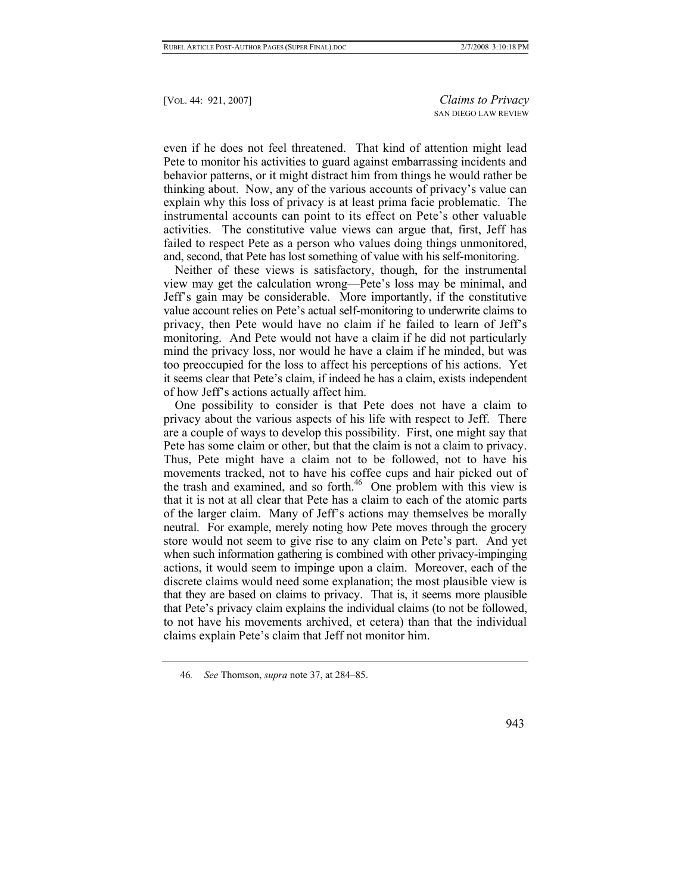even if he does not feel threatened. That kind of attention might lead Pete to monitor his activities to guard against embarrassing incidents and behavior patterns, or it might distract him from things he would rather be thinking about. Now, any of the various accounts of privacy's value can explain why this loss of privacy is at least prima facie problematic. The instrumental accounts can point to its effect on Pete's other valuable activities. The constitutive value views can argue that, first, Jeff has failed to respect Pete as a person who values doing things unmonitored, and, second, that Pete has lost something of value with his self-monitoring.

Neither of these views is satisfactory, though, for the instrumental view may get the calculation wrong—Pete's loss may be minimal, and Jeff's gain may be considerable. More importantly, if the constitutive value account relies on Pete's actual self-monitoring to underwrite claims to privacy, then Pete would have no claim if he failed to learn of Jeff's monitoring. And Pete would not have a claim if he did not particularly mind the privacy loss, nor would he have a claim if he minded, but was too preoccupied for the loss to affect his perceptions of his actions. Yet it seems clear that Pete's claim, if indeed he has a claim, exists independent of how Jeff's actions actually affect him.

One possibility to consider is that Pete does not have a claim to privacy about the various aspects of his life with respect to Jeff. There are a couple of ways to develop this possibility. First, one might say that Pete has some claim or other, but that the claim is not a claim to privacy. Thus, Pete might have a claim not to be followed, not to have his movements tracked, not to have his coffee cups and hair picked out of the trash and examined, and so forth.[46] One problem with this view is that it is not at all clear that Pete has a claim to each of the atomic parts of the larger claim. Many of Jeff's actions may themselves be morally neutral. For example, merely noting how Pete moves through the grocery store would not seem to give rise to any claim on Pete's part. And yet when such information gathering is combined with other privacy-impinging actions, it would seem to impinge upon a claim. Moreover, each of the discrete claims would need some explanation; the most plausible view is that they are based on claims to privacy. That is, it seems more plausible that Pete's privacy claim explains the individual claims (to not be followed, to not have his movements archived, et cetera) than that the individual claims explain Pete's claim that Jeff not monitor him.

---

46. *See* Thomson, *supra* note 37, at 284–85.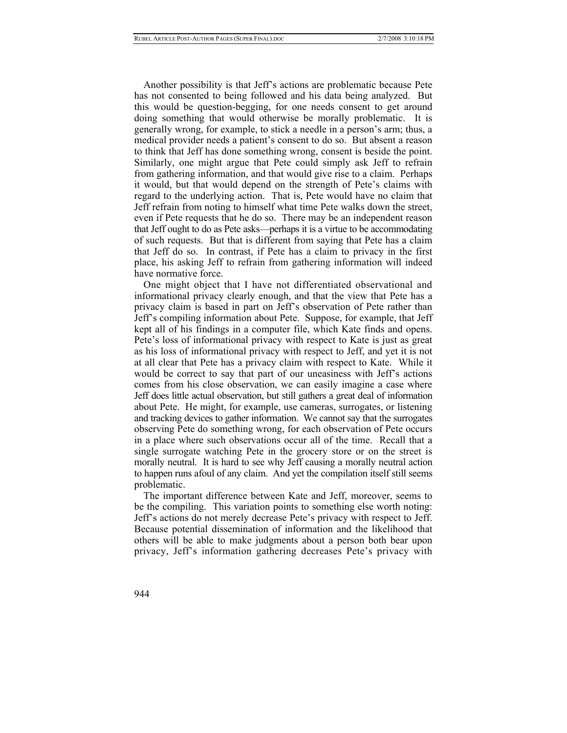Another possibility is that Jeff's actions are problematic because Pete has not consented to being followed and his data being analyzed. But this would be question-begging, for one needs consent to get around doing something that would otherwise be morally problematic. It is generally wrong, for example, to stick a needle in a person's arm; thus, a medical provider needs a patient's consent to do so. But absent a reason to think that Jeff has done something wrong, consent is beside the point. Similarly, one might argue that Pete could simply ask Jeff to refrain from gathering information, and that would give rise to a claim. Perhaps it would, but that would depend on the strength of Pete's claims with regard to the underlying action. That is, Pete would have no claim that Jeff refrain from noting to himself what time Pete walks down the street, even if Pete requests that he do so. There may be an independent reason that Jeff ought to do as Pete asks—perhaps it is a virtue to be accommodating of such requests. But that is different from saying that Pete has a claim that Jeff do so. In contrast, if Pete has a claim to privacy in the first place, his asking Jeff to refrain from gathering information will indeed have normative force.

One might object that I have not differentiated observational and informational privacy clearly enough, and that the view that Pete has a privacy claim is based in part on Jeff's observation of Pete rather than Jeff's compiling information about Pete. Suppose, for example, that Jeff kept all of his findings in a computer file, which Kate finds and opens. Pete's loss of informational privacy with respect to Kate is just as great as his loss of informational privacy with respect to Jeff, and yet it is not at all clear that Pete has a privacy claim with respect to Kate. While it would be correct to say that part of our uneasiness with Jeff's actions comes from his close observation, we can easily imagine a case where Jeff does little actual observation, but still gathers a great deal of information about Pete. He might, for example, use cameras, surrogates, or listening and tracking devices to gather information. We cannot say that the surrogates observing Pete do something wrong, for each observation of Pete occurs in a place where such observations occur all of the time. Recall that a single surrogate watching Pete in the grocery store or on the street is morally neutral. It is hard to see why Jeff causing a morally neutral action to happen runs afoul of any claim. And yet the compilation itself still seems problematic.

The important difference between Kate and Jeff, moreover, seems to be the compiling. This variation points to something else worth noting: Jeff's actions do not merely decrease Pete's privacy with respect to Jeff. Because potential dissemination of information and the likelihood that others will be able to make judgments about a person both bear upon privacy, Jeff's information gathering decreases Pete's privacy with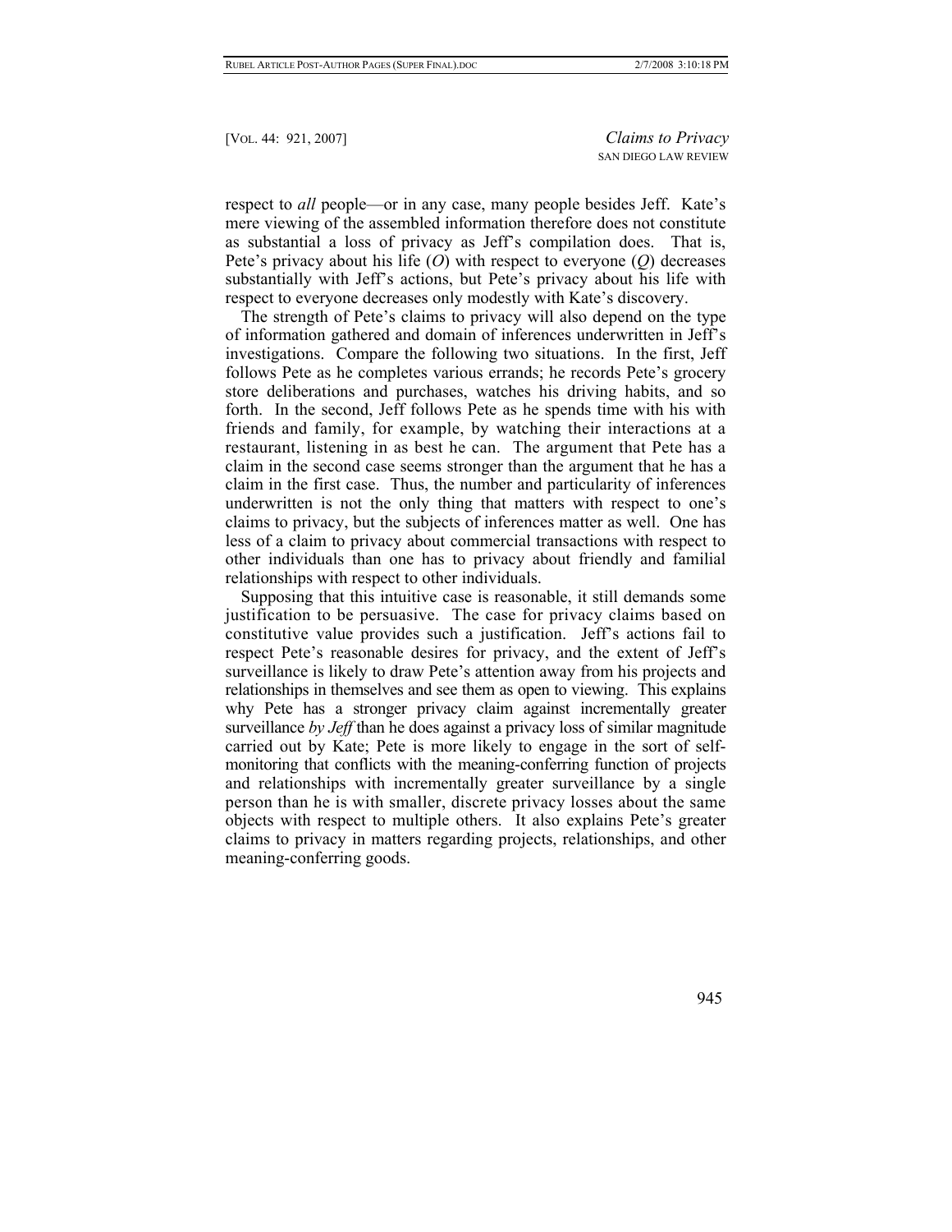respect to *all* people—or in any case, many people besides Jeff. Kate's mere viewing of the assembled information therefore does not constitute as substantial a loss of privacy as Jeff's compilation does. That is, Pete's privacy about his life ($O$) with respect to everyone ($Q$) decreases substantially with Jeff's actions, but Pete's privacy about his life with respect to everyone decreases only modestly with Kate's discovery.

The strength of Pete's claims to privacy will also depend on the type of information gathered and domain of inferences underwritten in Jeff's investigations. Compare the following two situations. In the first, Jeff follows Pete as he completes various errands; he records Pete's grocery store deliberations and purchases, watches his driving habits, and so forth. In the second, Jeff follows Pete as he spends time with his with friends and family, for example, by watching their interactions at a restaurant, listening in as best he can. The argument that Pete has a claim in the second case seems stronger than the argument that he has a claim in the first case. Thus, the number and particularity of inferences underwritten is not the only thing that matters with respect to one's claims to privacy, but the subjects of inferences matter as well. One has less of a claim to privacy about commercial transactions with respect to other individuals than one has to privacy about friendly and familial relationships with respect to other individuals.

Supposing that this intuitive case is reasonable, it still demands some justification to be persuasive. The case for privacy claims based on constitutive value provides such a justification. Jeff's actions fail to respect Pete's reasonable desires for privacy, and the extent of Jeff's surveillance is likely to draw Pete's attention away from his projects and relationships in themselves and see them as open to viewing. This explains why Pete has a stronger privacy claim against incrementally greater surveillance *by Jeff* than he does against a privacy loss of similar magnitude carried out by Kate; Pete is more likely to engage in the sort of self-monitoring that conflicts with the meaning-conferring function of projects and relationships with incrementally greater surveillance by a single person than he is with smaller, discrete privacy losses about the same objects with respect to multiple others. It also explains Pete's greater claims to privacy in matters regarding projects, relationships, and other meaning-conferring goods.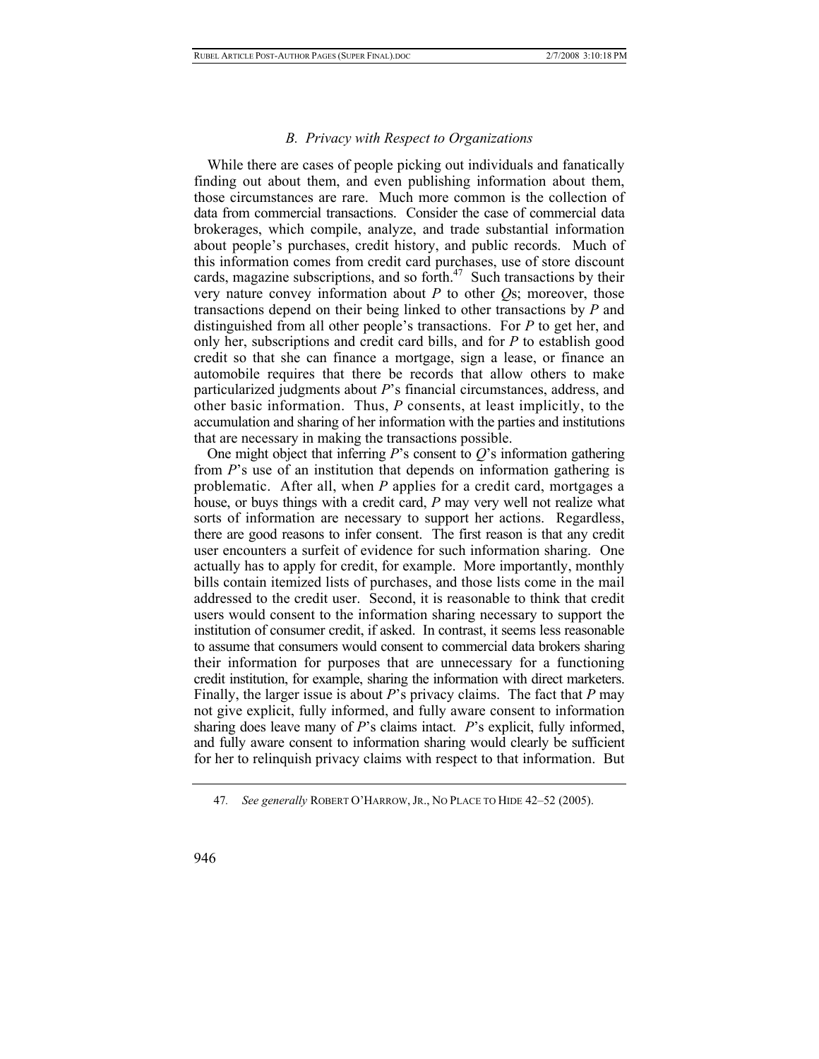### *B. Privacy with Respect to Organizations*

While there are cases of people picking out individuals and fanatically finding out about them, and even publishing information about them, those circumstances are rare. Much more common is the collection of data from commercial transactions. Consider the case of commercial data brokerages, which compile, analyze, and trade substantial information about people's purchases, credit history, and public records. Much of this information comes from credit card purchases, use of store discount cards, magazine subscriptions, and so forth.[47] Such transactions by their very nature convey information about *P* to other *Q*s; moreover, those transactions depend on their being linked to other transactions by *P* and distinguished from all other people's transactions. For *P* to get her, and only her, subscriptions and credit card bills, and for *P* to establish good credit so that she can finance a mortgage, sign a lease, or finance an automobile requires that there be records that allow others to make particularized judgments about *P*'s financial circumstances, address, and other basic information. Thus, *P* consents, at least implicitly, to the accumulation and sharing of her information with the parties and institutions that are necessary in making the transactions possible.

One might object that inferring *P*'s consent to *Q*'s information gathering from *P*'s use of an institution that depends on information gathering is problematic. After all, when *P* applies for a credit card, mortgages a house, or buys things with a credit card, *P* may very well not realize what sorts of information are necessary to support her actions. Regardless, there are good reasons to infer consent. The first reason is that any credit user encounters a surfeit of evidence for such information sharing. One actually has to apply for credit, for example. More importantly, monthly bills contain itemized lists of purchases, and those lists come in the mail addressed to the credit user. Second, it is reasonable to think that credit users would consent to the information sharing necessary to support the institution of consumer credit, if asked. In contrast, it seems less reasonable to assume that consumers would consent to commercial data brokers sharing their information for purposes that are unnecessary for a functioning credit institution, for example, sharing the information with direct marketers. Finally, the larger issue is about *P*'s privacy claims. The fact that *P* may not give explicit, fully informed, and fully aware consent to information sharing does leave many of *P*'s claims intact. *P*'s explicit, fully informed, and fully aware consent to information sharing would clearly be sufficient for her to relinquish privacy claims with respect to that information. But

---

47. *See generally* ROBERT O'HARROW, JR., NO PLACE TO HIDE 42–52 (2005).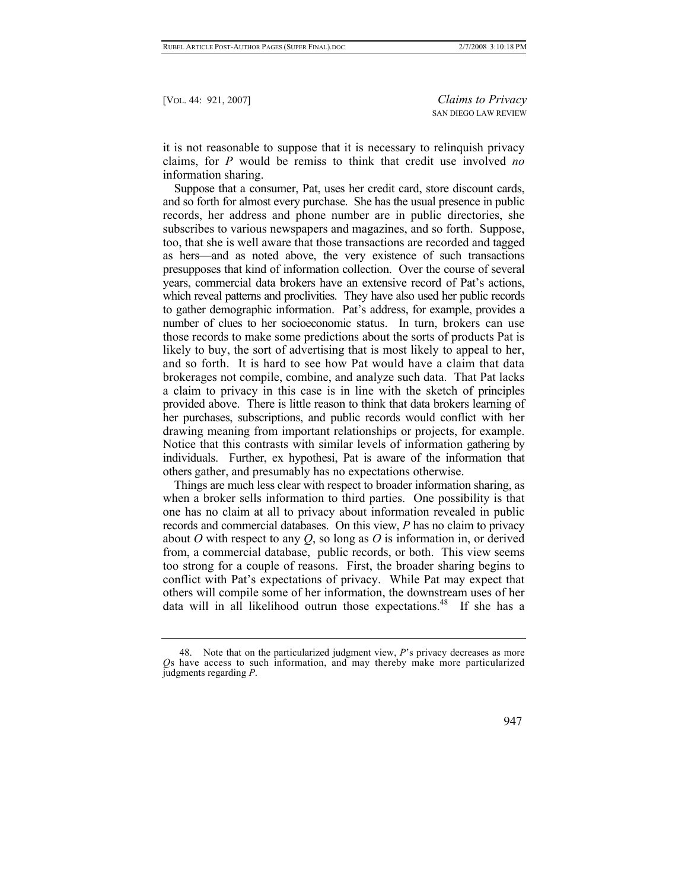it is not reasonable to suppose that it is necessary to relinquish privacy claims, for *P* would be remiss to think that credit use involved *no* information sharing.

Suppose that a consumer, Pat, uses her credit card, store discount cards, and so forth for almost every purchase. She has the usual presence in public records, her address and phone number are in public directories, she subscribes to various newspapers and magazines, and so forth. Suppose, too, that she is well aware that those transactions are recorded and tagged as hers—and as noted above, the very existence of such transactions presupposes that kind of information collection. Over the course of several years, commercial data brokers have an extensive record of Pat's actions, which reveal patterns and proclivities. They have also used her public records to gather demographic information. Pat's address, for example, provides a number of clues to her socioeconomic status. In turn, brokers can use those records to make some predictions about the sorts of products Pat is likely to buy, the sort of advertising that is most likely to appeal to her, and so forth. It is hard to see how Pat would have a claim that data brokerages not compile, combine, and analyze such data. That Pat lacks a claim to privacy in this case is in line with the sketch of principles provided above. There is little reason to think that data brokers learning of her purchases, subscriptions, and public records would conflict with her drawing meaning from important relationships or projects, for example. Notice that this contrasts with similar levels of information gathering by individuals. Further, ex hypothesi, Pat is aware of the information that others gather, and presumably has no expectations otherwise.

Things are much less clear with respect to broader information sharing, as when a broker sells information to third parties. One possibility is that one has no claim at all to privacy about information revealed in public records and commercial databases. On this view, *P* has no claim to privacy about *O* with respect to any *Q*, so long as *O* is information in, or derived from, a commercial database, public records, or both. This view seems too strong for a couple of reasons. First, the broader sharing begins to conflict with Pat's expectations of privacy. While Pat may expect that others will compile some of her information, the downstream uses of her data will in all likelihood outrun those expectations.[48] If she has a

---

48. Note that on the particularized judgment view, *P*'s privacy decreases as more *Q*s have access to such information, and may thereby make more particularized judgments regarding *P*.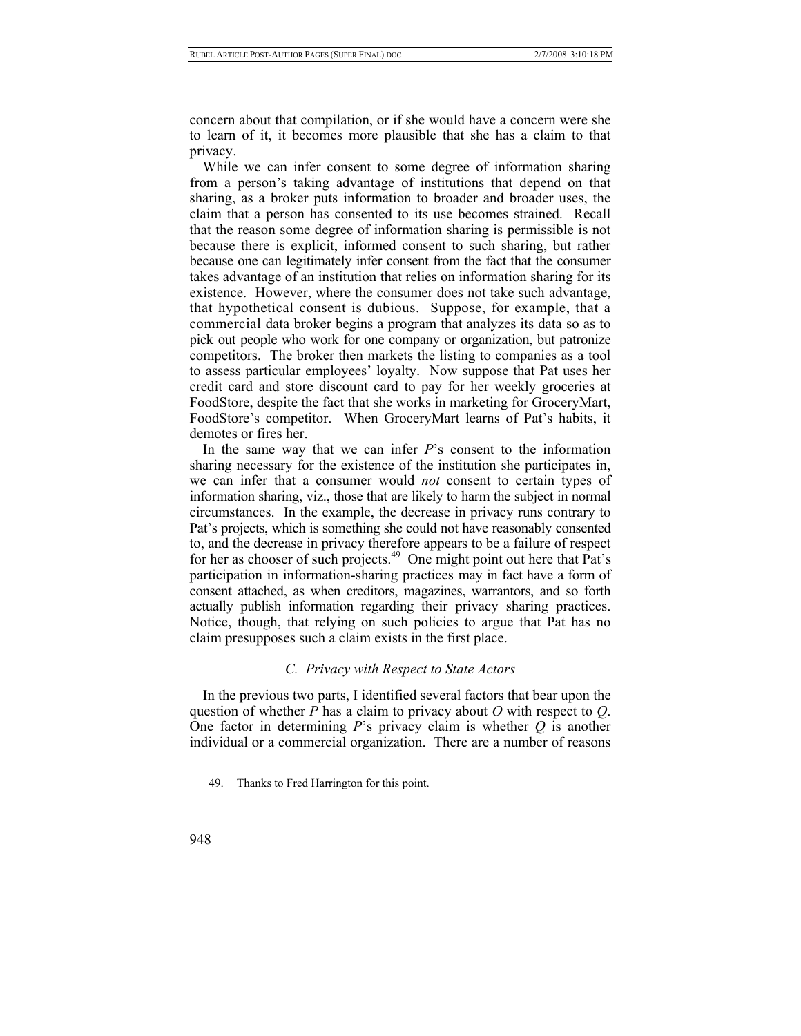concern about that compilation, or if she would have a concern were she to learn of it, it becomes more plausible that she has a claim to that privacy.

While we can infer consent to some degree of information sharing from a person's taking advantage of institutions that depend on that sharing, as a broker puts information to broader and broader uses, the claim that a person has consented to its use becomes strained. Recall that the reason some degree of information sharing is permissible is not because there is explicit, informed consent to such sharing, but rather because one can legitimately infer consent from the fact that the consumer takes advantage of an institution that relies on information sharing for its existence. However, where the consumer does not take such advantage, that hypothetical consent is dubious. Suppose, for example, that a commercial data broker begins a program that analyzes its data so as to pick out people who work for one company or organization, but patronize competitors. The broker then markets the listing to companies as a tool to assess particular employees' loyalty. Now suppose that Pat uses her credit card and store discount card to pay for her weekly groceries at FoodStore, despite the fact that she works in marketing for GroceryMart, FoodStore's competitor. When GroceryMart learns of Pat's habits, it demotes or fires her.

In the same way that we can infer *P*'s consent to the information sharing necessary for the existence of the institution she participates in, we can infer that a consumer would *not* consent to certain types of information sharing, viz., those that are likely to harm the subject in normal circumstances. In the example, the decrease in privacy runs contrary to Pat's projects, which is something she could not have reasonably consented to, and the decrease in privacy therefore appears to be a failure of respect for her as chooser of such projects.[49] One might point out here that Pat's participation in information-sharing practices may in fact have a form of consent attached, as when creditors, magazines, warrantors, and so forth actually publish information regarding their privacy sharing practices. Notice, though, that relying on such policies to argue that Pat has no claim presupposes such a claim exists in the first place.

### *C. Privacy with Respect to State Actors*

In the previous two parts, I identified several factors that bear upon the question of whether *P* has a claim to privacy about *O* with respect to *Q*. One factor in determining *P*'s privacy claim is whether *Q* is another individual or a commercial organization. There are a number of reasons

---

49. Thanks to Fred Harrington for this point.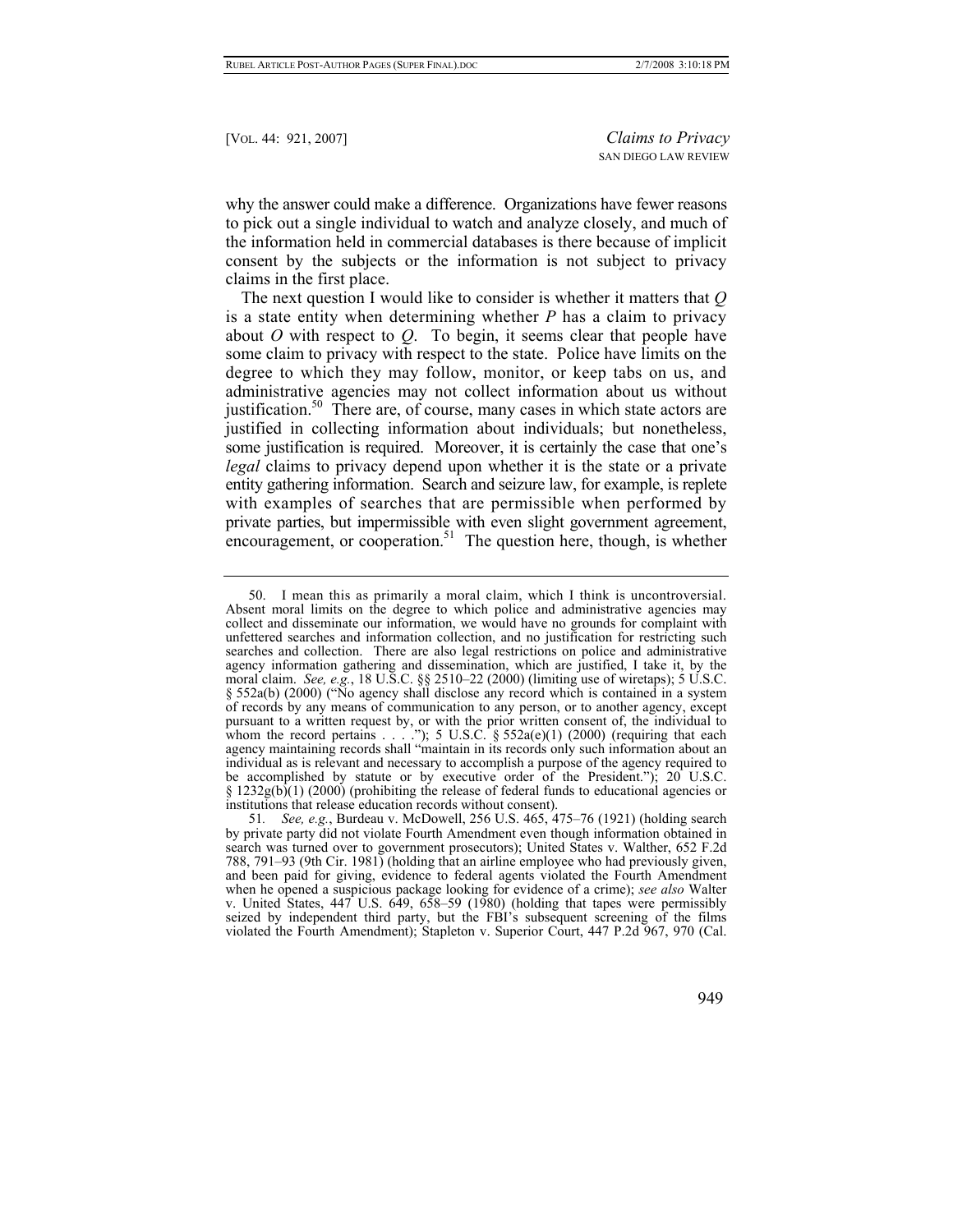why the answer could make a difference. Organizations have fewer reasons to pick out a single individual to watch and analyze closely, and much of the information held in commercial databases is there because of implicit consent by the subjects or the information is not subject to privacy claims in the first place.

The next question I would like to consider is whether it matters that *Q* is a state entity when determining whether *P* has a claim to privacy about *O* with respect to *Q*. To begin, it seems clear that people have some claim to privacy with respect to the state. Police have limits on the degree to which they may follow, monitor, or keep tabs on us, and administrative agencies may not collect information about us without justification.[50] There are, of course, many cases in which state actors are justified in collecting information about individuals; but nonetheless, some justification is required. Moreover, it is certainly the case that one's *legal* claims to privacy depend upon whether it is the state or a private entity gathering information. Search and seizure law, for example, is replete with examples of searches that are permissible when performed by private parties, but impermissible with even slight government agreement, encouragement, or cooperation.[51] The question here, though, is whether

---

50. I mean this as primarily a moral claim, which I think is uncontroversial. Absent moral limits on the degree to which police and administrative agencies may collect and disseminate our information, we would have no grounds for complaint with unfettered searches and information collection, and no justification for restricting such searches and collection. There are also legal restrictions on police and administrative agency information gathering and dissemination, which are justified, I take it, by the moral claim. *See, e.g.*, 18 U.S.C. §§ 2510–22 (2000) (limiting use of wiretaps); 5 U.S.C. § 552a(b) (2000) ("No agency shall disclose any record which is contained in a system of records by any means of communication to any person, or to another agency, except pursuant to a written request by, or with the prior written consent of, the individual to whom the record pertains . . . ."); 5 U.S.C. § 552a(e)(1) (2000) (requiring that each agency maintaining records shall "maintain in its records only such information about an individual as is relevant and necessary to accomplish a purpose of the agency required to be accomplished by statute or by executive order of the President."); 20 U.S.C. § 1232g(b)(1) (2000) (prohibiting the release of federal funds to educational agencies or institutions that release education records without consent).

51. *See, e.g.*, Burdeau v. McDowell, 256 U.S. 465, 475–76 (1921) (holding search by private party did not violate Fourth Amendment even though information obtained in search was turned over to government prosecutors); United States v. Walther, 652 F.2d 788, 791–93 (9th Cir. 1981) (holding that an airline employee who had previously given, and been paid for giving, evidence to federal agents violated the Fourth Amendment when he opened a suspicious package looking for evidence of a crime); *see also* Walter v. United States, 447 U.S. 649, 658–59 (1980) (holding that tapes were permissibly seized by independent third party, but the FBI's subsequent screening of the films violated the Fourth Amendment); Stapleton v. Superior Court, 447 P.2d 967, 970 (Cal.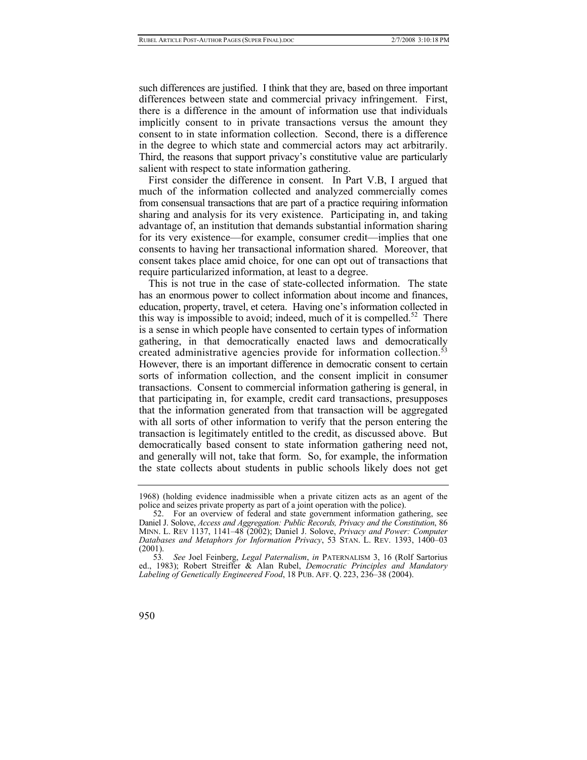such differences are justified. I think that they are, based on three important differences between state and commercial privacy infringement. First, there is a difference in the amount of information use that individuals implicitly consent to in private transactions versus the amount they consent to in state information collection. Second, there is a difference in the degree to which state and commercial actors may act arbitrarily. Third, the reasons that support privacy's constitutive value are particularly salient with respect to state information gathering.

First consider the difference in consent. In Part V.B, I argued that much of the information collected and analyzed commercially comes from consensual transactions that are part of a practice requiring information sharing and analysis for its very existence. Participating in, and taking advantage of, an institution that demands substantial information sharing for its very existence—for example, consumer credit—implies that one consents to having her transactional information shared. Moreover, that consent takes place amid choice, for one can opt out of transactions that require particularized information, at least to a degree.

This is not true in the case of state-collected information. The state has an enormous power to collect information about income and finances, education, property, travel, et cetera. Having one's information collected in this way is impossible to avoid; indeed, much of it is compelled.[52] There is a sense in which people have consented to certain types of information gathering, in that democratically enacted laws and democratically created administrative agencies provide for information collection.[53] However, there is an important difference in democratic consent to certain sorts of information collection, and the consent implicit in consumer transactions. Consent to commercial information gathering is general, in that participating in, for example, credit card transactions, presupposes that the information generated from that transaction will be aggregated with all sorts of other information to verify that the person entering the transaction is legitimately entitled to the credit, as discussed above. But democratically based consent to state information gathering need not, and generally will not, take that form. So, for example, the information the state collects about students in public schools likely does not get

---

1968) (holding evidence inadmissible when a private citizen acts as an agent of the police and seizes private property as part of a joint operation with the police).

52. For an overview of federal and state government information gathering, see Daniel J. Solove, *Access and Aggregation: Public Records, Privacy and the Constitution*, 86 MINN. L. REV 1137, 1141–48 (2002); Daniel J. Solove, *Privacy and Power: Computer Databases and Metaphors for Information Privacy*, 53 STAN. L. REV. 1393, 1400–03 (2001).

53. *See* Joel Feinberg, *Legal Paternalism*, *in* PATERNALISM 3, 16 (Rolf Sartorius ed., 1983); Robert Streiffer & Alan Rubel, *Democratic Principles and Mandatory Labeling of Genetically Engineered Food*, 18 PUB. AFF. Q. 223, 236–38 (2004).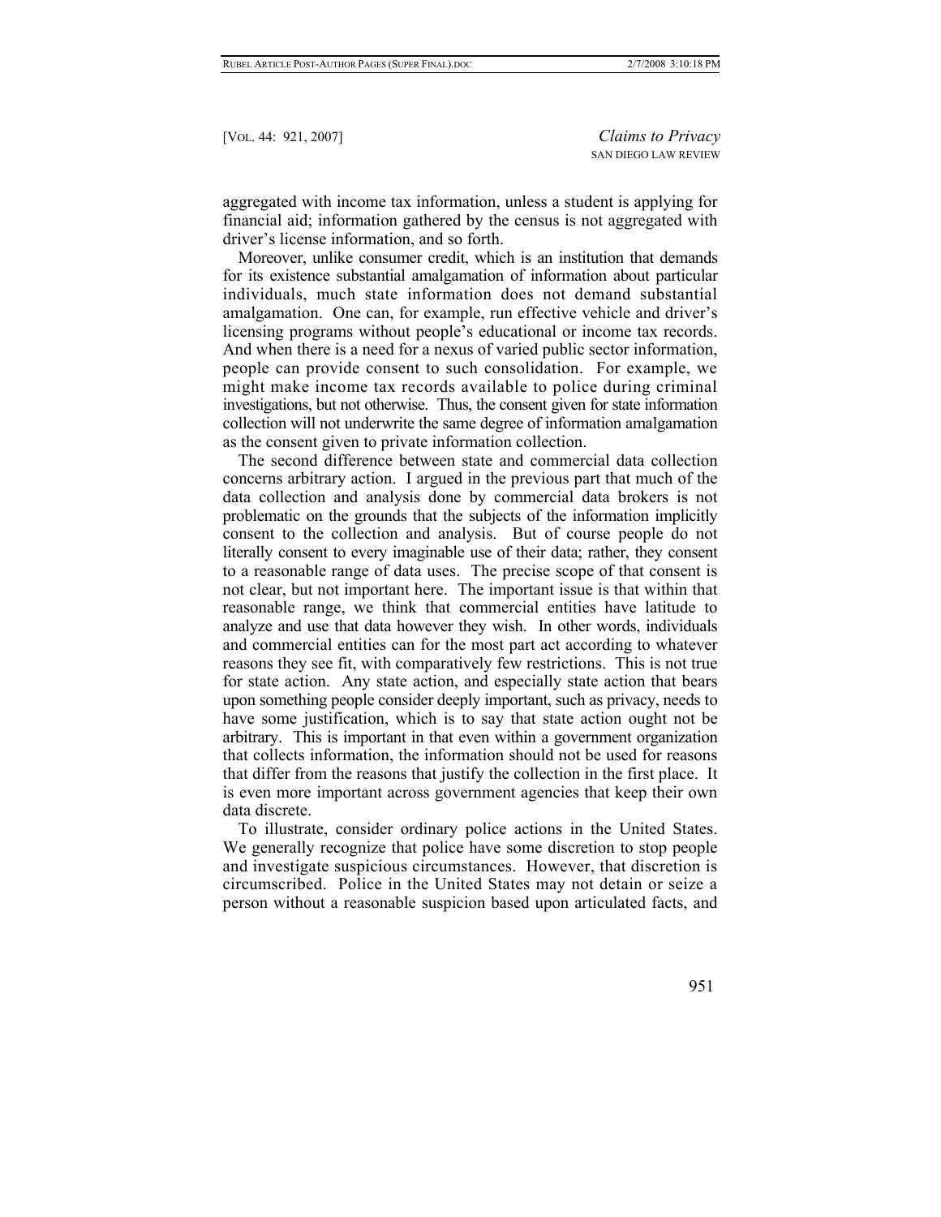aggregated with income tax information, unless a student is applying for financial aid; information gathered by the census is not aggregated with driver's license information, and so forth.

Moreover, unlike consumer credit, which is an institution that demands for its existence substantial amalgamation of information about particular individuals, much state information does not demand substantial amalgamation. One can, for example, run effective vehicle and driver's licensing programs without people's educational or income tax records. And when there is a need for a nexus of varied public sector information, people can provide consent to such consolidation. For example, we might make income tax records available to police during criminal investigations, but not otherwise. Thus, the consent given for state information collection will not underwrite the same degree of information amalgamation as the consent given to private information collection.

The second difference between state and commercial data collection concerns arbitrary action. I argued in the previous part that much of the data collection and analysis done by commercial data brokers is not problematic on the grounds that the subjects of the information implicitly consent to the collection and analysis. But of course people do not literally consent to every imaginable use of their data; rather, they consent to a reasonable range of data uses. The precise scope of that consent is not clear, but not important here. The important issue is that within that reasonable range, we think that commercial entities have latitude to analyze and use that data however they wish. In other words, individuals and commercial entities can for the most part act according to whatever reasons they see fit, with comparatively few restrictions. This is not true for state action. Any state action, and especially state action that bears upon something people consider deeply important, such as privacy, needs to have some justification, which is to say that state action ought not be arbitrary. This is important in that even within a government organization that collects information, the information should not be used for reasons that differ from the reasons that justify the collection in the first place. It is even more important across government agencies that keep their own data discrete.

To illustrate, consider ordinary police actions in the United States. We generally recognize that police have some discretion to stop people and investigate suspicious circumstances. However, that discretion is circumscribed. Police in the United States may not detain or seize a person without a reasonable suspicion based upon articulated facts, and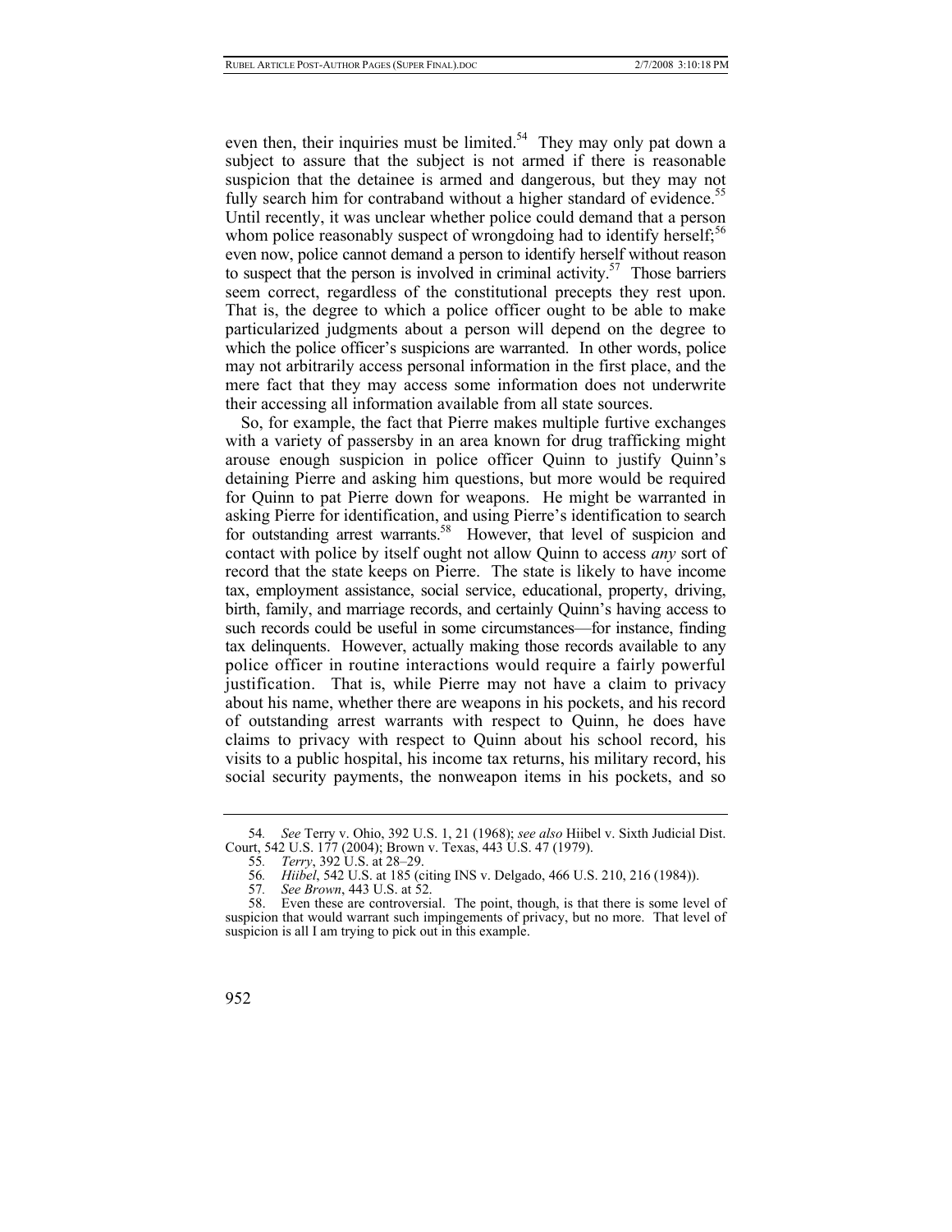even then, their inquiries must be limited.[54] They may only pat down a subject to assure that the subject is not armed if there is reasonable suspicion that the detainee is armed and dangerous, but they may not fully search him for contraband without a higher standard of evidence.[55] Until recently, it was unclear whether police could demand that a person whom police reasonably suspect of wrongdoing had to identify herself;[56] even now, police cannot demand a person to identify herself without reason to suspect that the person is involved in criminal activity.[57] Those barriers seem correct, regardless of the constitutional precepts they rest upon. That is, the degree to which a police officer ought to be able to make particularized judgments about a person will depend on the degree to which the police officer's suspicions are warranted. In other words, police may not arbitrarily access personal information in the first place, and the mere fact that they may access some information does not underwrite their accessing all information available from all state sources.

So, for example, the fact that Pierre makes multiple furtive exchanges with a variety of passersby in an area known for drug trafficking might arouse enough suspicion in police officer Quinn to justify Quinn's detaining Pierre and asking him questions, but more would be required for Quinn to pat Pierre down for weapons. He might be warranted in asking Pierre for identification, and using Pierre's identification to search for outstanding arrest warrants.[58] However, that level of suspicion and contact with police by itself ought not allow Quinn to access *any* sort of record that the state keeps on Pierre. The state is likely to have income tax, employment assistance, social service, educational, property, driving, birth, family, and marriage records, and certainly Quinn's having access to such records could be useful in some circumstances—for instance, finding tax delinquents. However, actually making those records available to any police officer in routine interactions would require a fairly powerful justification. That is, while Pierre may not have a claim to privacy about his name, whether there are weapons in his pockets, and his record of outstanding arrest warrants with respect to Quinn, he does have claims to privacy with respect to Quinn about his school record, his visits to a public hospital, his income tax returns, his military record, his social security payments, the nonweapon items in his pockets, and so

---

54. *See* Terry v. Ohio, 392 U.S. 1, 21 (1968); *see also* Hiibel v. Sixth Judicial Dist. Court, 542 U.S. 177 (2004); Brown v. Texas, 443 U.S. 47 (1979).

55. *Terry*, 392 U.S. at 28–29.

56. *Hiibel*, 542 U.S. at 185 (citing INS v. Delgado, 466 U.S. 210, 216 (1984)).

57. *See Brown*, 443 U.S. at 52.

58. Even these are controversial. The point, though, is that there is some level of suspicion that would warrant such impingements of privacy, but no more. That level of suspicion is all I am trying to pick out in this example.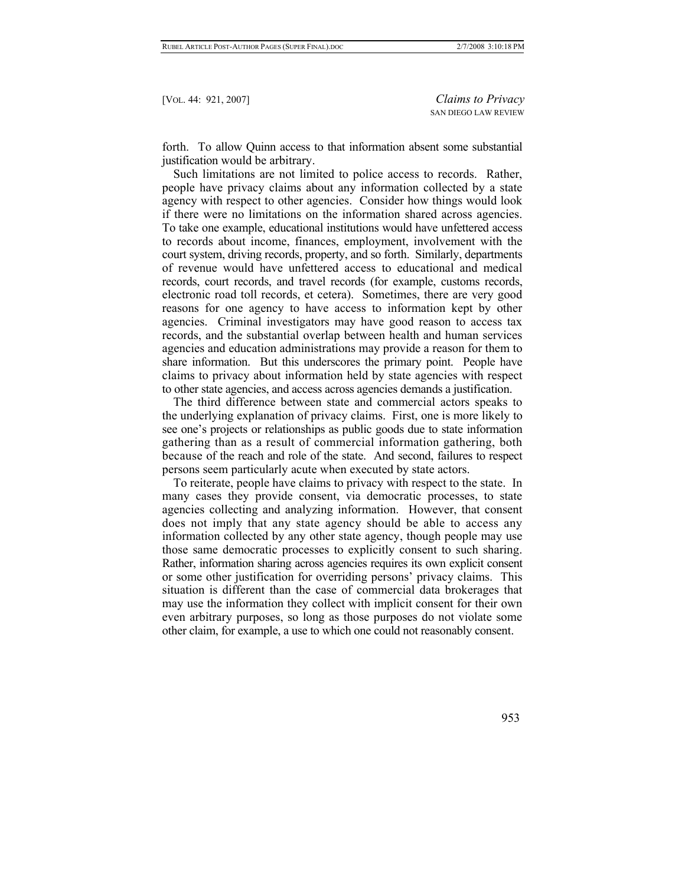forth. To allow Quinn access to that information absent some substantial justification would be arbitrary.

Such limitations are not limited to police access to records. Rather, people have privacy claims about any information collected by a state agency with respect to other agencies. Consider how things would look if there were no limitations on the information shared across agencies. To take one example, educational institutions would have unfettered access to records about income, finances, employment, involvement with the court system, driving records, property, and so forth. Similarly, departments of revenue would have unfettered access to educational and medical records, court records, and travel records (for example, customs records, electronic road toll records, et cetera). Sometimes, there are very good reasons for one agency to have access to information kept by other agencies. Criminal investigators may have good reason to access tax records, and the substantial overlap between health and human services agencies and education administrations may provide a reason for them to share information. But this underscores the primary point. People have claims to privacy about information held by state agencies with respect to other state agencies, and access across agencies demands a justification.

The third difference between state and commercial actors speaks to the underlying explanation of privacy claims. First, one is more likely to see one's projects or relationships as public goods due to state information gathering than as a result of commercial information gathering, both because of the reach and role of the state. And second, failures to respect persons seem particularly acute when executed by state actors.

To reiterate, people have claims to privacy with respect to the state. In many cases they provide consent, via democratic processes, to state agencies collecting and analyzing information. However, that consent does not imply that any state agency should be able to access any information collected by any other state agency, though people may use those same democratic processes to explicitly consent to such sharing. Rather, information sharing across agencies requires its own explicit consent or some other justification for overriding persons' privacy claims. This situation is different than the case of commercial data brokerages that may use the information they collect with implicit consent for their own even arbitrary purposes, so long as those purposes do not violate some other claim, for example, a use to which one could not reasonably consent.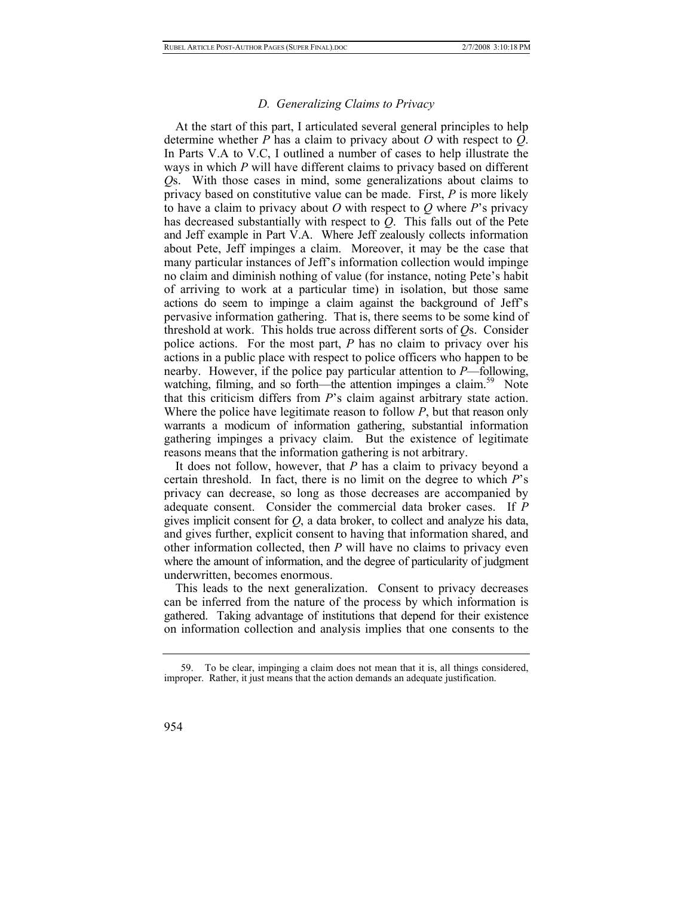### *D. Generalizing Claims to Privacy*

At the start of this part, I articulated several general principles to help determine whether *P* has a claim to privacy about *O* with respect to *Q*. In Parts V.A to V.C, I outlined a number of cases to help illustrate the ways in which *P* will have different claims to privacy based on different *Q*s. With those cases in mind, some generalizations about claims to privacy based on constitutive value can be made. First, *P* is more likely to have a claim to privacy about *O* with respect to *Q* where *P*'s privacy has decreased substantially with respect to *Q*. This falls out of the Pete and Jeff example in Part V.A. Where Jeff zealously collects information about Pete, Jeff impinges a claim. Moreover, it may be the case that many particular instances of Jeff's information collection would impinge no claim and diminish nothing of value (for instance, noting Pete's habit of arriving to work at a particular time) in isolation, but those same actions do seem to impinge a claim against the background of Jeff's pervasive information gathering. That is, there seems to be some kind of threshold at work. This holds true across different sorts of *Q*s. Consider police actions. For the most part, *P* has no claim to privacy over his actions in a public place with respect to police officers who happen to be nearby. However, if the police pay particular attention to *P*—following, watching, filming, and so forth—the attention impinges a claim.[59] Note that this criticism differs from *P*'s claim against arbitrary state action. Where the police have legitimate reason to follow *P*, but that reason only warrants a modicum of information gathering, substantial information gathering impinges a privacy claim. But the existence of legitimate reasons means that the information gathering is not arbitrary.

It does not follow, however, that *P* has a claim to privacy beyond a certain threshold. In fact, there is no limit on the degree to which *P*'s privacy can decrease, so long as those decreases are accompanied by adequate consent. Consider the commercial data broker cases. If *P* gives implicit consent for *Q*, a data broker, to collect and analyze his data, and gives further, explicit consent to having that information shared, and other information collected, then *P* will have no claims to privacy even where the amount of information, and the degree of particularity of judgment underwritten, becomes enormous.

This leads to the next generalization. Consent to privacy decreases can be inferred from the nature of the process by which information is gathered. Taking advantage of institutions that depend for their existence on information collection and analysis implies that one consents to the

---

59. To be clear, impinging a claim does not mean that it is, all things considered, improper. Rather, it just means that the action demands an adequate justification.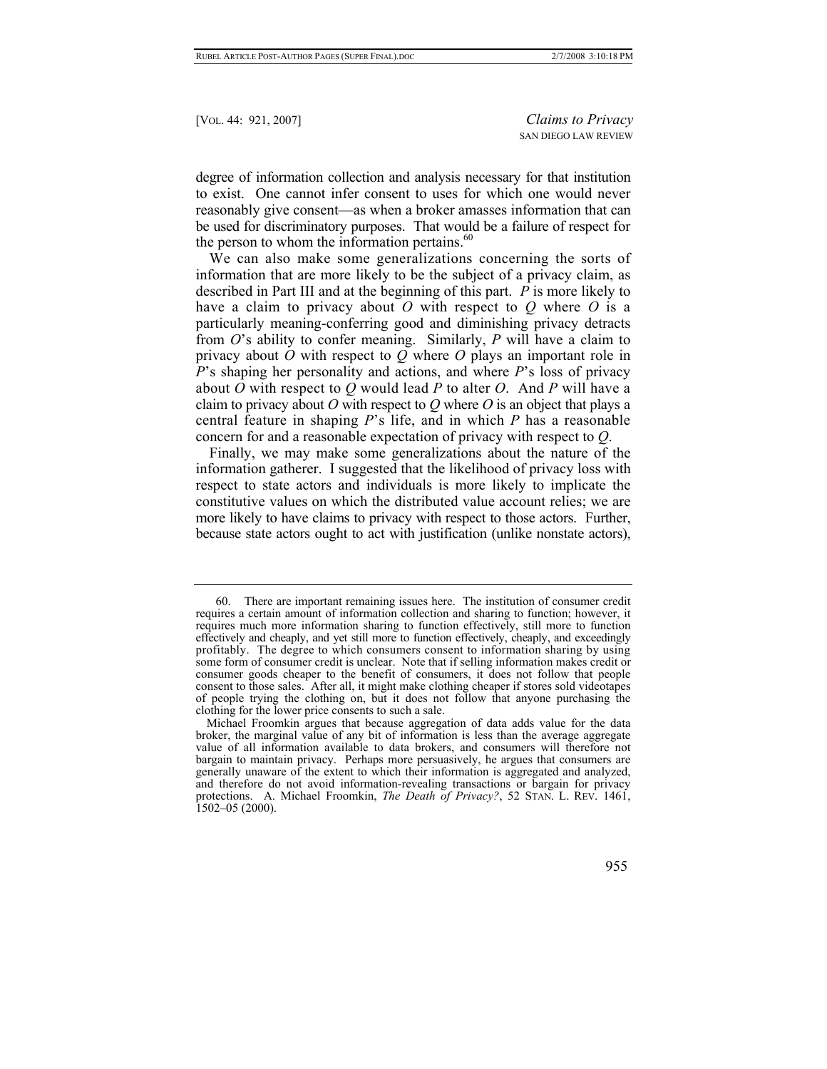degree of information collection and analysis necessary for that institution to exist. One cannot infer consent to uses for which one would never reasonably give consent—as when a broker amasses information that can be used for discriminatory purposes. That would be a failure of respect for the person to whom the information pertains.[60]

We can also make some generalizations concerning the sorts of information that are more likely to be the subject of a privacy claim, as described in Part III and at the beginning of this part. *P* is more likely to have a claim to privacy about *O* with respect to *Q* where *O* is a particularly meaning-conferring good and diminishing privacy detracts from *O*'s ability to confer meaning. Similarly, *P* will have a claim to privacy about *O* with respect to *Q* where *O* plays an important role in *P*'s shaping her personality and actions, and where *P*'s loss of privacy about *O* with respect to *Q* would lead *P* to alter *O*. And *P* will have a claim to privacy about *O* with respect to *Q* where *O* is an object that plays a central feature in shaping *P*'s life, and in which *P* has a reasonable concern for and a reasonable expectation of privacy with respect to *Q*.

Finally, we may make some generalizations about the nature of the information gatherer. I suggested that the likelihood of privacy loss with respect to state actors and individuals is more likely to implicate the constitutive values on which the distributed value account relies; we are more likely to have claims to privacy with respect to those actors. Further, because state actors ought to act with justification (unlike nonstate actors),

---

60. There are important remaining issues here. The institution of consumer credit requires a certain amount of information collection and sharing to function; however, it requires much more information sharing to function effectively, still more to function effectively and cheaply, and yet still more to function effectively, cheaply, and exceedingly profitably. The degree to which consumers consent to information sharing by using some form of consumer credit is unclear. Note that if selling information makes credit or consumer goods cheaper to the benefit of consumers, it does not follow that people consent to those sales. After all, it might make clothing cheaper if stores sold videotapes of people trying the clothing on, but it does not follow that anyone purchasing the clothing for the lower price consents to such a sale.

Michael Froomkin argues that because aggregation of data adds value for the data broker, the marginal value of any bit of information is less than the average aggregate value of all information available to data brokers, and consumers will therefore not bargain to maintain privacy. Perhaps more persuasively, he argues that consumers are generally unaware of the extent to which their information is aggregated and analyzed, and therefore do not avoid information-revealing transactions or bargain for privacy protections. A. Michael Froomkin, *The Death of Privacy?*, 52 STAN. L. REV. 1461, 1502–05 (2000).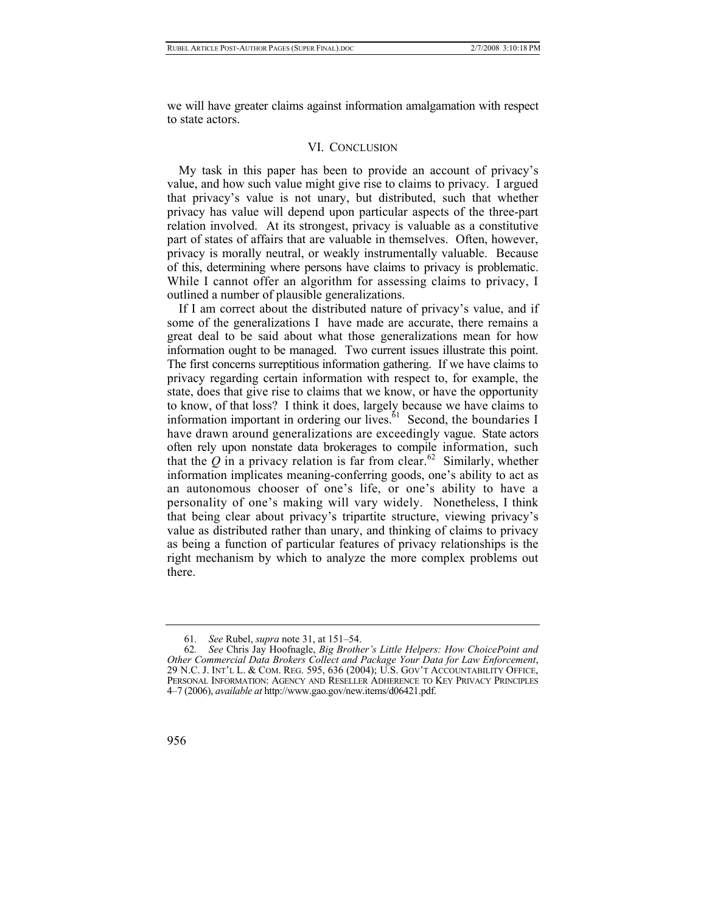we will have greater claims against information amalgamation with respect to state actors.

## VI. CONCLUSION

My task in this paper has been to provide an account of privacy's value, and how such value might give rise to claims to privacy. I argued that privacy's value is not unary, but distributed, such that whether privacy has value will depend upon particular aspects of the three-part relation involved. At its strongest, privacy is valuable as a constitutive part of states of affairs that are valuable in themselves. Often, however, privacy is morally neutral, or weakly instrumentally valuable. Because of this, determining where persons have claims to privacy is problematic. While I cannot offer an algorithm for assessing claims to privacy, I outlined a number of plausible generalizations.

If I am correct about the distributed nature of privacy's value, and if some of the generalizations I have made are accurate, there remains a great deal to be said about what those generalizations mean for how information ought to be managed. Two current issues illustrate this point. The first concerns surreptitious information gathering. If we have claims to privacy regarding certain information with respect to, for example, the state, does that give rise to claims that we know, or have the opportunity to know, of that loss? I think it does, largely because we have claims to information important in ordering our lives.[61] Second, the boundaries I have drawn around generalizations are exceedingly vague. State actors often rely upon nonstate data brokerages to compile information, such that the $Q$ in a privacy relation is far from clear.[62] Similarly, whether information implicates meaning-conferring goods, one's ability to act as an autonomous chooser of one's life, or one's ability to have a personality of one's making will vary widely. Nonetheless, I think that being clear about privacy's tripartite structure, viewing privacy's value as distributed rather than unary, and thinking of claims to privacy as being a function of particular features of privacy relationships is the right mechanism by which to analyze the more complex problems out there.

---

61. *See* Rubel, *supra* note 31, at 151–54.

62. *See* Chris Jay Hoofnagle, *Big Brother's Little Helpers: How ChoicePoint and Other Commercial Data Brokers Collect and Package Your Data for Law Enforcement*, 29 N.C. J. INT'L L. & COM. REG. 595, 636 (2004); U.S. GOV'T ACCOUNTABILITY OFFICE, PERSONAL INFORMATION: AGENCY AND RESELLER ADHERENCE TO KEY PRIVACY PRINCIPLES 4–7 (2006), *available at* http://www.gao.gov/new.items/d06421.pdf.